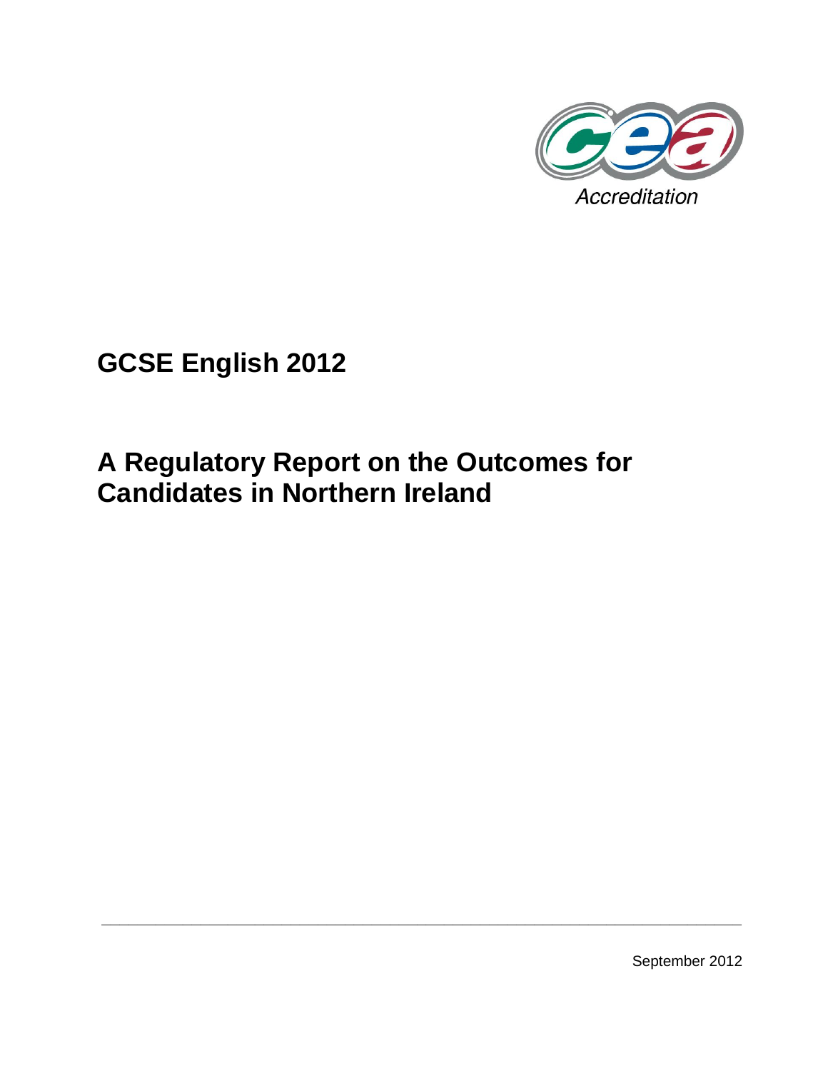Accreditation

# GCSE English 2012

# A Regulatory Report on the Outcomes for Candidates in Northern Ireland

September 2012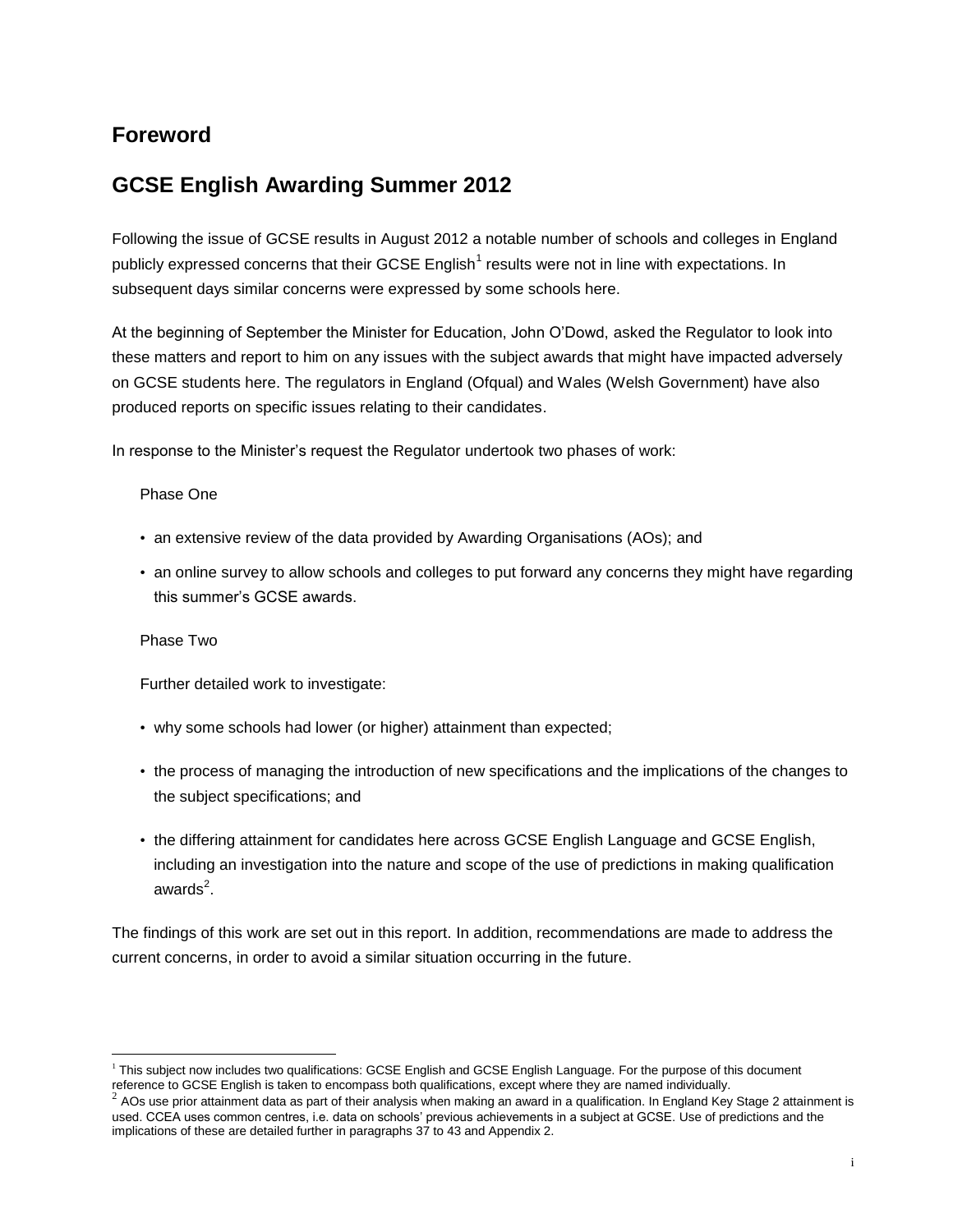## Foreword

## GCSE English Awarding Summer 2012

Following the issue of GCSE results in August 2012 a notable number of schools and colleges in England publicly expressed concerns that their GCSE English[1] results were not in line with expectations. In subsequent days similar concerns were expressed by some schools here.

At the beginning of September the Minister for Education, John O'Dowd, asked the Regulator to look into these matters and report to him on any issues with the subject awards that might have impacted adversely on GCSE students here. The regulators in England (Ofqual) and Wales (Welsh Government) have also produced reports on specific issues relating to their candidates.

In response to the Minister's request the Regulator undertook two phases of work:

Phase One

- an extensive review of the data provided by Awarding Organisations (AOs); and
- an online survey to allow schools and colleges to put forward any concerns they might have regarding this summer's GCSE awards.

Phase Two

Further detailed work to investigate:

- why some schools had lower (or higher) attainment than expected;
- the process of managing the introduction of new specifications and the implications of the changes to the subject specifications; and
- the differing attainment for candidates here across GCSE English Language and GCSE English, including an investigation into the nature and scope of the use of predictions in making qualification awards[2].

The findings of this work are set out in this report. In addition, recommendations are made to address the current concerns, in order to avoid a similar situation occurring in the future.

---

[1] This subject now includes two qualifications: GCSE English and GCSE English Language. For the purpose of this document reference to GCSE English is taken to encompass both qualifications, except where they are named individually.

[2] AOs use prior attainment data as part of their analysis when making an award in a qualification. In England Key Stage 2 attainment is used. CCEA uses common centres, i.e. data on schools' previous achievements in a subject at GCSE. Use of predictions and the implications of these are detailed further in paragraphs 37 to 43 and Appendix 2.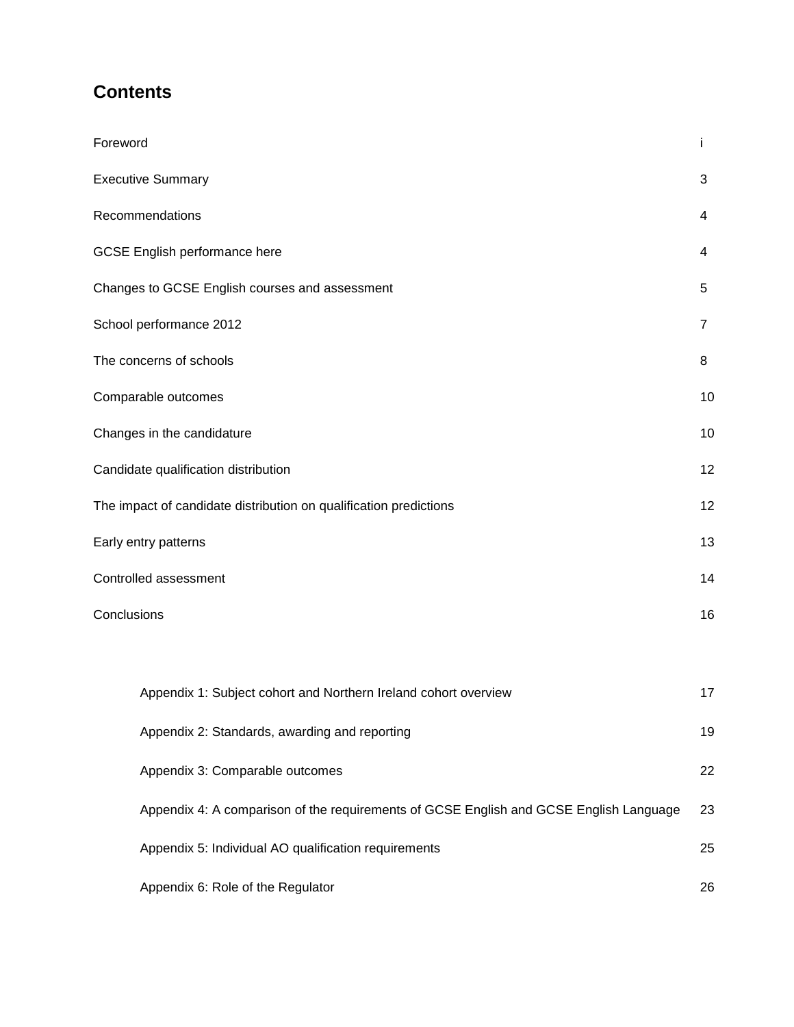## Contents

| | |
|---|---|
| Foreword | i |
| Executive Summary | 3 |
| Recommendations | 4 |
| GCSE English performance here | 4 |
| Changes to GCSE English courses and assessment | 5 |
| School performance 2012 | 7 |
| The concerns of schools | 8 |
| Comparable outcomes | 10 |
| Changes in the candidature | 10 |
| Candidate qualification distribution | 12 |
| The impact of candidate distribution on qualification predictions | 12 |
| Early entry patterns | 13 |
| Controlled assessment | 14 |
| Conclusions | 16 |
| Appendix 1: Subject cohort and Northern Ireland cohort overview | 17 |
| Appendix 2: Standards, awarding and reporting | 19 |
| Appendix 3: Comparable outcomes | 22 |
| Appendix 4: A comparison of the requirements of GCSE English and GCSE English Language | 23 |
| Appendix 5: Individual AO qualification requirements | 25 |
| Appendix 6: Role of the Regulator | 26 |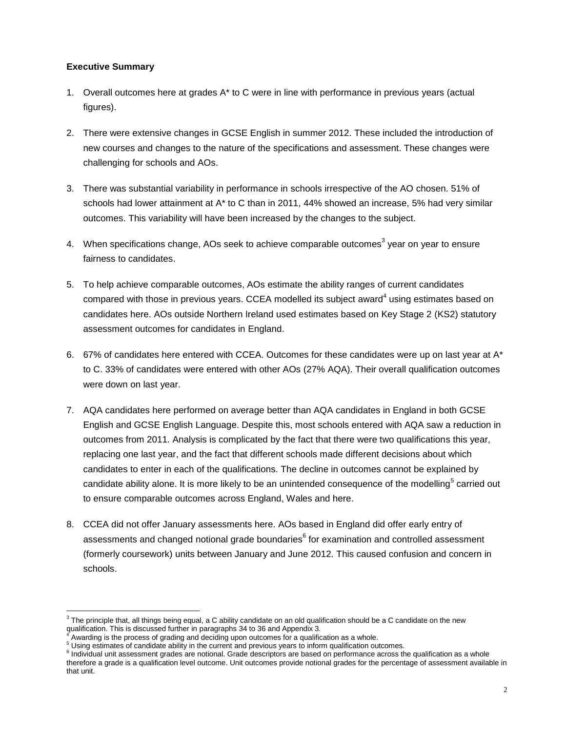**Executive Summary**

1. Overall outcomes here at grades A* to C were in line with performance in previous years (actual figures).

2. There were extensive changes in GCSE English in summer 2012. These included the introduction of new courses and changes to the nature of the specifications and assessment. These changes were challenging for schools and AOs.

3. There was substantial variability in performance in schools irrespective of the AO chosen. 51% of schools had lower attainment at A* to C than in 2011, 44% showed an increase, 5% had very similar outcomes. This variability will have been increased by the changes to the subject.

4. When specifications change, AOs seek to achieve comparable outcomes[3] year on year to ensure fairness to candidates.

5. To help achieve comparable outcomes, AOs estimate the ability ranges of current candidates compared with those in previous years. CCEA modelled its subject award[4] using estimates based on candidates here. AOs outside Northern Ireland used estimates based on Key Stage 2 (KS2) statutory assessment outcomes for candidates in England.

6. 67% of candidates here entered with CCEA. Outcomes for these candidates were up on last year at A* to C. 33% of candidates were entered with other AOs (27% AQA). Their overall qualification outcomes were down on last year.

7. AQA candidates here performed on average better than AQA candidates in England in both GCSE English and GCSE English Language. Despite this, most schools entered with AQA saw a reduction in outcomes from 2011. Analysis is complicated by the fact that there were two qualifications this year, replacing one last year, and the fact that different schools made different decisions about which candidates to enter in each of the qualifications. The decline in outcomes cannot be explained by candidate ability alone. It is more likely to be an unintended consequence of the modelling[5] carried out to ensure comparable outcomes across England, Wales and here.

8. CCEA did not offer January assessments here. AOs based in England did offer early entry of assessments and changed notional grade boundaries[6] for examination and controlled assessment (formerly coursework) units between January and June 2012. This caused confusion and concern in schools.

---

[3] The principle that, all things being equal, a C ability candidate on an old qualification should be a C candidate on the new qualification. This is discussed further in paragraphs 34 to 36 and Appendix 3.

[4] Awarding is the process of grading and deciding upon outcomes for a qualification as a whole.

[5] Using estimates of candidate ability in the current and previous years to inform qualification outcomes.

[6] Individual unit assessment grades are notional. Grade descriptors are based on performance across the qualification as a whole therefore a grade is a qualification level outcome. Unit outcomes provide notional grades for the percentage of assessment available in that unit.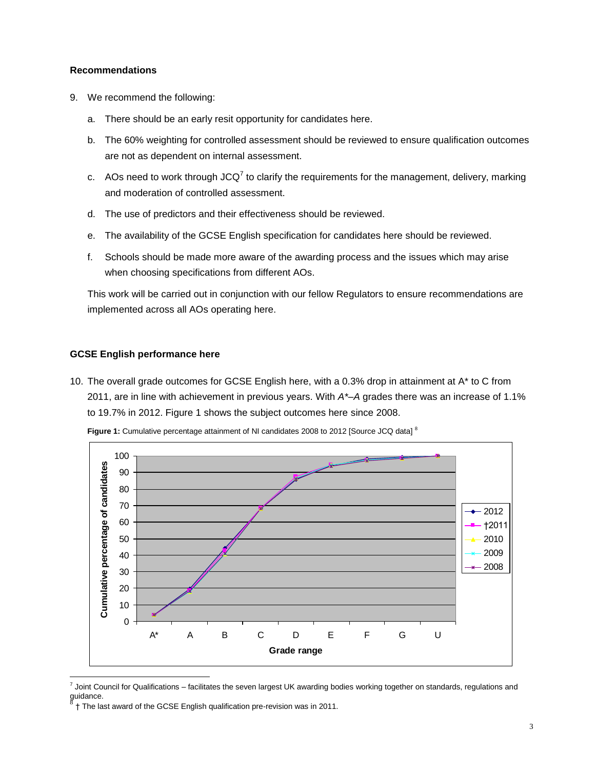### Recommendations

9. We recommend the following:

   a. There should be an early resit opportunity for candidates here.

   b. The 60% weighting for controlled assessment should be reviewed to ensure qualification outcomes are not as dependent on internal assessment.

   c. AOs need to work through JCQ[7] to clarify the requirements for the management, delivery, marking and moderation of controlled assessment.

   d. The use of predictors and their effectiveness should be reviewed.

   e. The availability of the GCSE English specification for candidates here should be reviewed.

   f. Schools should be made more aware of the awarding process and the issues which may arise when choosing specifications from different AOs.

   This work will be carried out in conjunction with our fellow Regulators to ensure recommendations are implemented across all AOs operating here.

### GCSE English performance here

10. The overall grade outcomes for GCSE English here, with a 0.3% drop in attainment at A* to C from 2011, are in line with achievement in previous years. With *A*–A* grades there was an increase of 1.1% to 19.7% in 2012. Figure 1 shows the subject outcomes here since 2008.

**Figure 1:** Cumulative percentage attainment of NI candidates 2008 to 2012 [Source JCQ data] [8]

---

[7] Joint Council for Qualifications – facilitates the seven largest UK awarding bodies working together on standards, regulations and guidance.

[8] † The last award of the GCSE English qualification pre-revision was in 2011.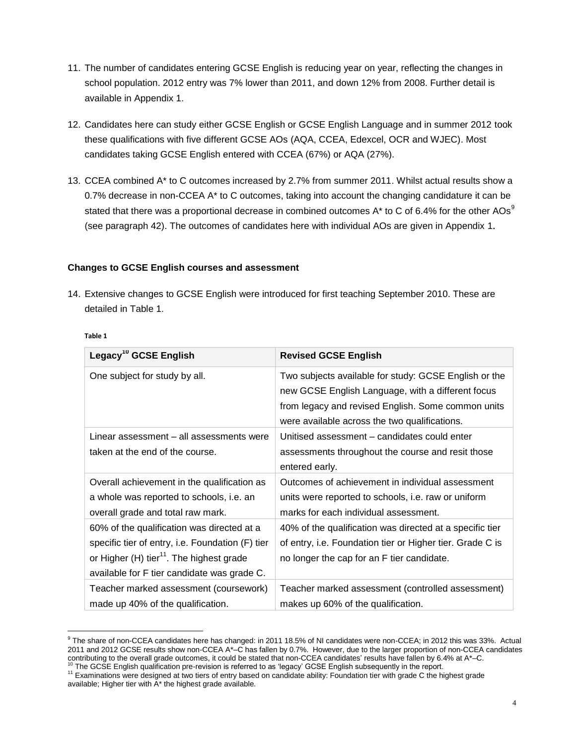11. The number of candidates entering GCSE English is reducing year on year, reflecting the changes in school population. 2012 entry was 7% lower than 2011, and down 12% from 2008. Further detail is available in Appendix 1.

12. Candidates here can study either GCSE English or GCSE English Language and in summer 2012 took these qualifications with five different GCSE AOs (AQA, CCEA, Edexcel, OCR and WJEC). Most candidates taking GCSE English entered with CCEA (67%) or AQA (27%).

13. CCEA combined A* to C outcomes increased by 2.7% from summer 2011. Whilst actual results show a 0.7% decrease in non-CCEA A* to C outcomes, taking into account the changing candidature it can be stated that there was a proportional decrease in combined outcomes A* to C of 6.4% for the other AOs[9] (see paragraph 42). The outcomes of candidates here with individual AOs are given in Appendix 1.

**Changes to GCSE English courses and assessment**

14. Extensive changes to GCSE English were introduced for first teaching September 2010. These are detailed in Table 1.

**Table 1**

| Legacy[10] GCSE English | Revised GCSE English |
| --- | --- |
| One subject for study by all. | Two subjects available for study: GCSE English or the new GCSE English Language, with a different focus from legacy and revised English. Some common units were available across the two qualifications. |
| Linear assessment – all assessments were taken at the end of the course. | Unitised assessment – candidates could enter assessments throughout the course and resit those entered early. |
| Overall achievement in the qualification as a whole was reported to schools, i.e. an overall grade and total raw mark. | Outcomes of achievement in individual assessment units were reported to schools, i.e. raw or uniform marks for each individual assessment. |
| 60% of the qualification was directed at a specific tier of entry, i.e. Foundation (F) tier or Higher (H) tier[11]. The highest grade available for F tier candidate was grade C. | 40% of the qualification was directed at a specific tier of entry, i.e. Foundation tier or Higher tier. Grade C is no longer the cap for an F tier candidate. |
| Teacher marked assessment (coursework) made up 40% of the qualification. | Teacher marked assessment (controlled assessment) makes up 60% of the qualification. |

[9] The share of non-CCEA candidates here has changed: in 2011 18.5% of NI candidates were non-CCEA; in 2012 this was 33%. Actual 2011 and 2012 GCSE results show non-CCEA A*–C has fallen by 0.7%. However, due to the larger proportion of non-CCEA candidates contributing to the overall grade outcomes, it could be stated that non-CCEA candidates' results have fallen by 6.4% at A*–C.

[10] The GCSE English qualification pre-revision is referred to as 'legacy' GCSE English subsequently in the report.

[11] Examinations were designed at two tiers of entry based on candidate ability: Foundation tier with grade C the highest grade available; Higher tier with A* the highest grade available.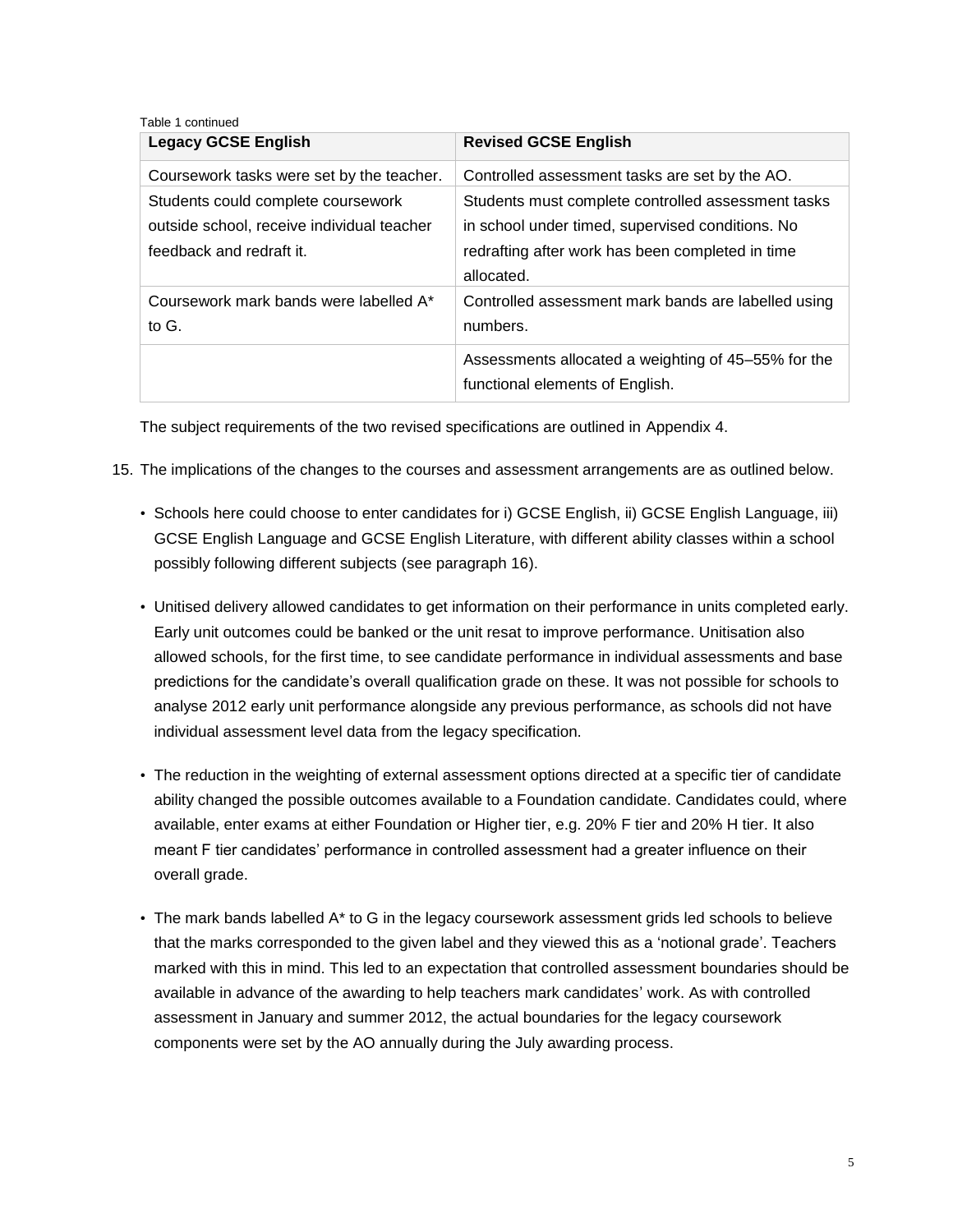Table 1 continued

| Legacy GCSE English | Revised GCSE English |
|---|---|
| Coursework tasks were set by the teacher. | Controlled assessment tasks are set by the AO. |
| Students could complete coursework outside school, receive individual teacher feedback and redraft it. | Students must complete controlled assessment tasks in school under timed, supervised conditions. No redrafting after work has been completed in time allocated. |
| Coursework mark bands were labelled A* to G. | Controlled assessment mark bands are labelled using numbers. |
| | Assessments allocated a weighting of 45–55% for the functional elements of English. |

The subject requirements of the two revised specifications are outlined in Appendix 4.

15. The implications of the changes to the courses and assessment arrangements are as outlined below.

- Schools here could choose to enter candidates for i) GCSE English, ii) GCSE English Language, iii) GCSE English Language and GCSE English Literature, with different ability classes within a school possibly following different subjects (see paragraph 16).

- Unitised delivery allowed candidates to get information on their performance in units completed early. Early unit outcomes could be banked or the unit resat to improve performance. Unitisation also allowed schools, for the first time, to see candidate performance in individual assessments and base predictions for the candidate's overall qualification grade on these. It was not possible for schools to analyse 2012 early unit performance alongside any previous performance, as schools did not have individual assessment level data from the legacy specification.

- The reduction in the weighting of external assessment options directed at a specific tier of candidate ability changed the possible outcomes available to a Foundation candidate. Candidates could, where available, enter exams at either Foundation or Higher tier, e.g. 20% F tier and 20% H tier. It also meant F tier candidates' performance in controlled assessment had a greater influence on their overall grade.

- The mark bands labelled A* to G in the legacy coursework assessment grids led schools to believe that the marks corresponded to the given label and they viewed this as a 'notional grade'. Teachers marked with this in mind. This led to an expectation that controlled assessment boundaries should be available in advance of the awarding to help teachers mark candidates' work. As with controlled assessment in January and summer 2012, the actual boundaries for the legacy coursework components were set by the AO annually during the July awarding process.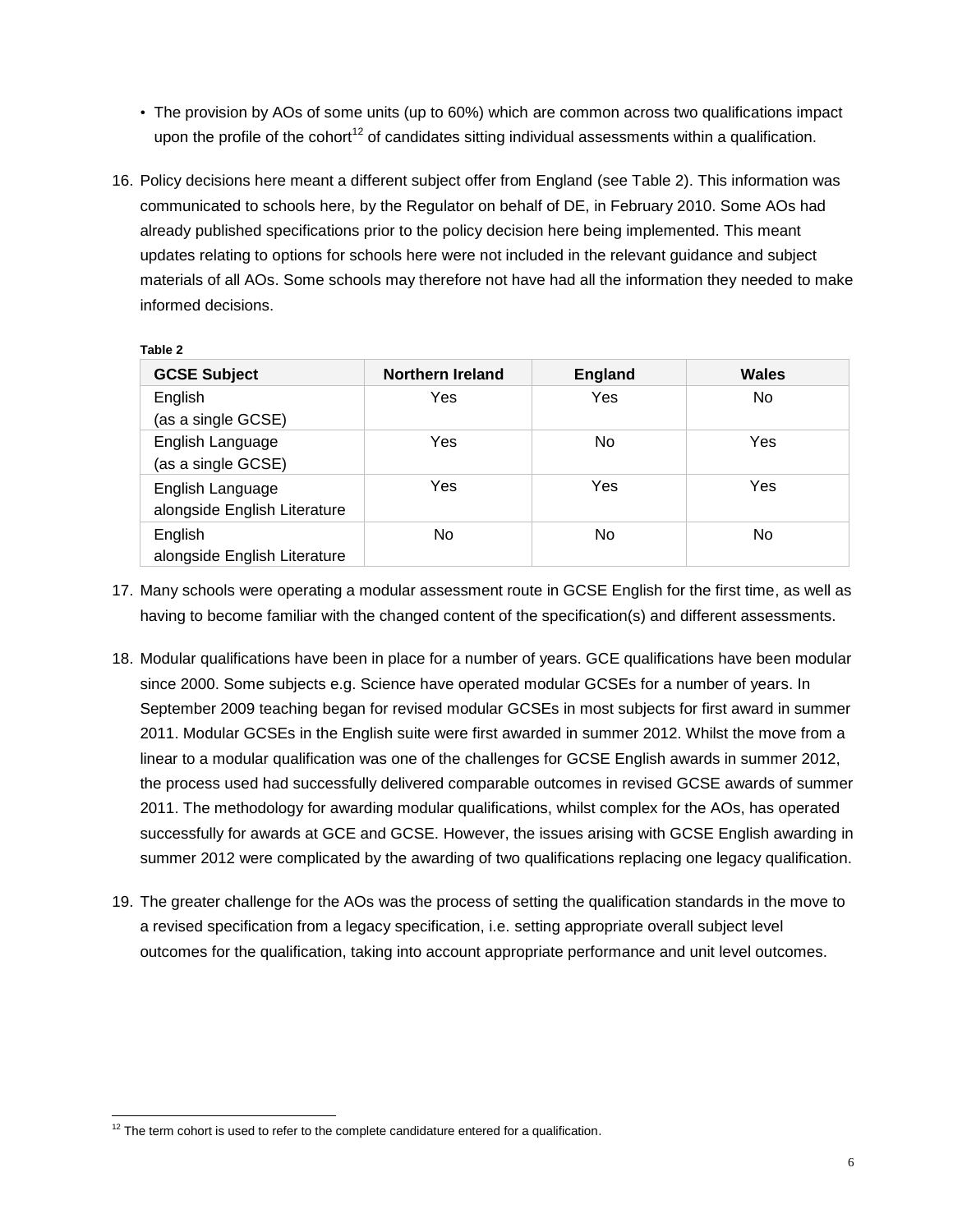- The provision by AOs of some units (up to 60%) which are common across two qualifications impact upon the profile of the cohort[12] of candidates sitting individual assessments within a qualification.

16. Policy decisions here meant a different subject offer from England (see Table 2). This information was communicated to schools here, by the Regulator on behalf of DE, in February 2010. Some AOs had already published specifications prior to the policy decision here being implemented. This meant updates relating to options for schools here were not included in the relevant guidance and subject materials of all AOs. Some schools may therefore not have had all the information they needed to make informed decisions.

**Table 2**

| GCSE Subject | Northern Ireland | England | Wales |
|---|---|---|---|
| English (as a single GCSE) | Yes | Yes | No |
| English Language (as a single GCSE) | Yes | No | Yes |
| English Language alongside English Literature | Yes | Yes | Yes |
| English alongside English Literature | No | No | No |

17. Many schools were operating a modular assessment route in GCSE English for the first time, as well as having to become familiar with the changed content of the specification(s) and different assessments.

18. Modular qualifications have been in place for a number of years. GCE qualifications have been modular since 2000. Some subjects e.g. Science have operated modular GCSEs for a number of years. In September 2009 teaching began for revised modular GCSEs in most subjects for first award in summer 2011. Modular GCSEs in the English suite were first awarded in summer 2012. Whilst the move from a linear to a modular qualification was one of the challenges for GCSE English awards in summer 2012, the process used had successfully delivered comparable outcomes in revised GCSE awards of summer 2011. The methodology for awarding modular qualifications, whilst complex for the AOs, has operated successfully for awards at GCE and GCSE. However, the issues arising with GCSE English awarding in summer 2012 were complicated by the awarding of two qualifications replacing one legacy qualification.

19. The greater challenge for the AOs was the process of setting the qualification standards in the move to a revised specification from a legacy specification, i.e. setting appropriate overall subject level outcomes for the qualification, taking into account appropriate performance and unit level outcomes.

[12] The term cohort is used to refer to the complete candidature entered for a qualification.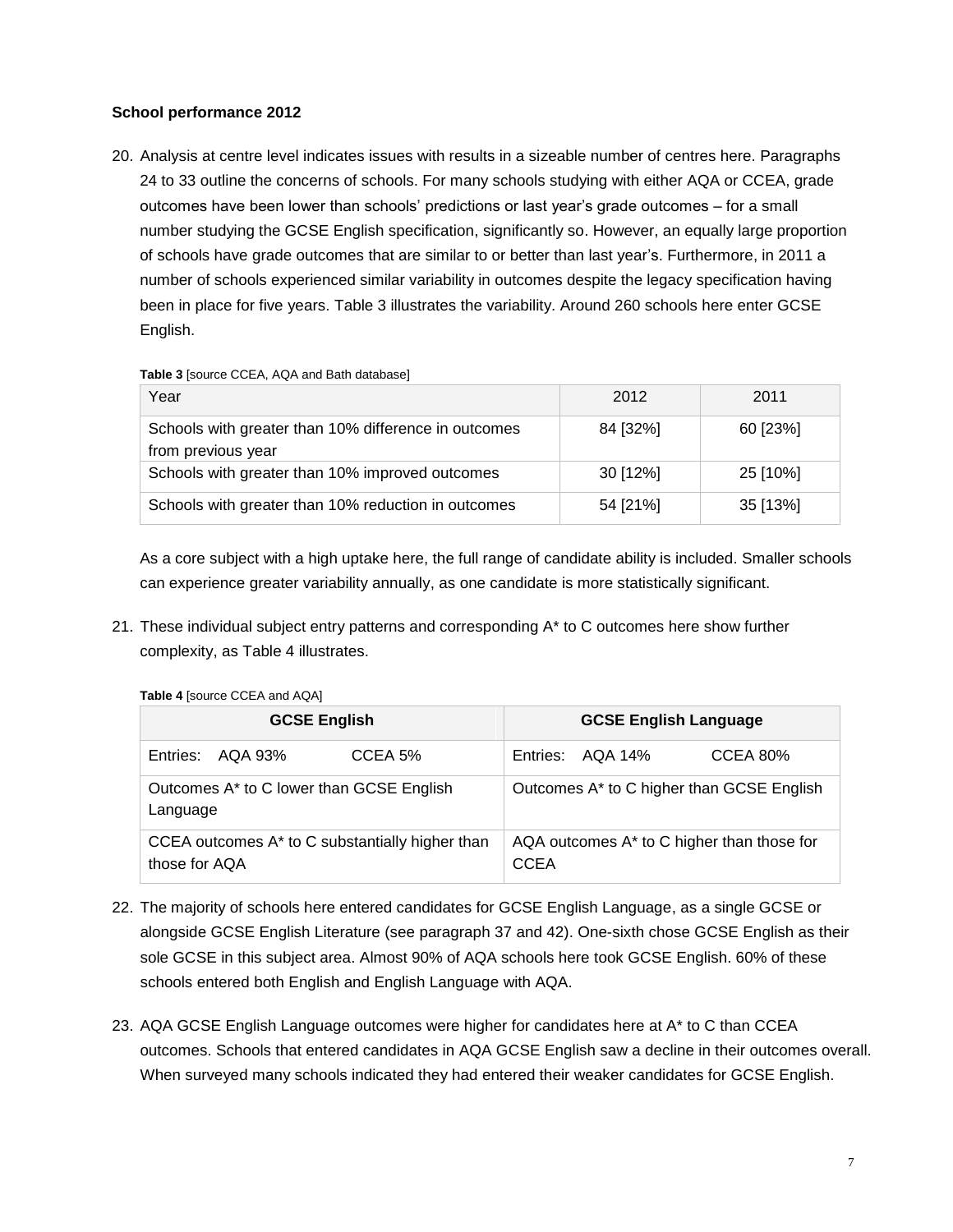### School performance 2012

20. Analysis at centre level indicates issues with results in a sizeable number of centres here. Paragraphs 24 to 33 outline the concerns of schools. For many schools studying with either AQA or CCEA, grade outcomes have been lower than schools' predictions or last year's grade outcomes – for a small number studying the GCSE English specification, significantly so. However, an equally large proportion of schools have grade outcomes that are similar to or better than last year's. Furthermore, in 2011 a number of schools experienced similar variability in outcomes despite the legacy specification having been in place for five years. Table 3 illustrates the variability. Around 260 schools here enter GCSE English.

**Table 3** [source CCEA, AQA and Bath database]

| Year | 2012 | 2011 |
|---|---|---|
| Schools with greater than 10% difference in outcomes from previous year | 84 [32%] | 60 [23%] |
| Schools with greater than 10% improved outcomes | 30 [12%] | 25 [10%] |
| Schools with greater than 10% reduction in outcomes | 54 [21%] | 35 [13%] |

As a core subject with a high uptake here, the full range of candidate ability is included. Smaller schools can experience greater variability annually, as one candidate is more statistically significant.

21. These individual subject entry patterns and corresponding A* to C outcomes here show further complexity, as Table 4 illustrates.

**Table 4** [source CCEA and AQA]

| GCSE English | GCSE English Language |
|---|---|
| Entries: AQA 93% CCEA 5% | Entries: AQA 14% CCEA 80% |
| Outcomes A* to C lower than GCSE English Language | Outcomes A* to C higher than GCSE English |
| CCEA outcomes A* to C substantially higher than those for AQA | AQA outcomes A* to C higher than those for CCEA |

22. The majority of schools here entered candidates for GCSE English Language, as a single GCSE or alongside GCSE English Literature (see paragraph 37 and 42). One-sixth chose GCSE English as their sole GCSE in this subject area. Almost 90% of AQA schools here took GCSE English. 60% of these schools entered both English and English Language with AQA.

23. AQA GCSE English Language outcomes were higher for candidates here at A* to C than CCEA outcomes. Schools that entered candidates in AQA GCSE English saw a decline in their outcomes overall. When surveyed many schools indicated they had entered their weaker candidates for GCSE English.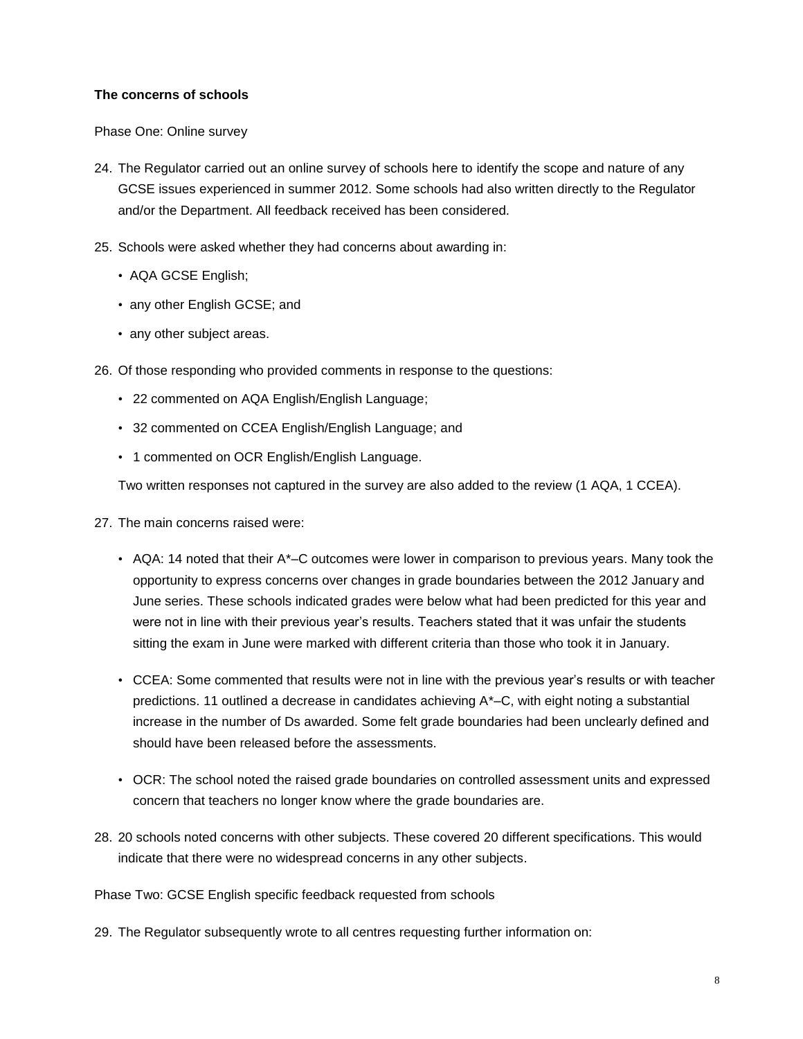### The concerns of schools

Phase One: Online survey

24. The Regulator carried out an online survey of schools here to identify the scope and nature of any GCSE issues experienced in summer 2012. Some schools had also written directly to the Regulator and/or the Department. All feedback received has been considered.

25. Schools were asked whether they had concerns about awarding in:

    - AQA GCSE English;
    - any other English GCSE; and
    - any other subject areas.

26. Of those responding who provided comments in response to the questions:

    - 22 commented on AQA English/English Language;
    - 32 commented on CCEA English/English Language; and
    - 1 commented on OCR English/English Language.

    Two written responses not captured in the survey are also added to the review (1 AQA, 1 CCEA).

27. The main concerns raised were:

    - AQA: 14 noted that their A*–C outcomes were lower in comparison to previous years. Many took the opportunity to express concerns over changes in grade boundaries between the 2012 January and June series. These schools indicated grades were below what had been predicted for this year and were not in line with their previous year's results. Teachers stated that it was unfair the students sitting the exam in June were marked with different criteria than those who took it in January.

    - CCEA: Some commented that results were not in line with the previous year's results or with teacher predictions. 11 outlined a decrease in candidates achieving A*–C, with eight noting a substantial increase in the number of Ds awarded. Some felt grade boundaries had been unclearly defined and should have been released before the assessments.

    - OCR: The school noted the raised grade boundaries on controlled assessment units and expressed concern that teachers no longer know where the grade boundaries are.

28. 20 schools noted concerns with other subjects. These covered 20 different specifications. This would indicate that there were no widespread concerns in any other subjects.

Phase Two: GCSE English specific feedback requested from schools

29. The Regulator subsequently wrote to all centres requesting further information on: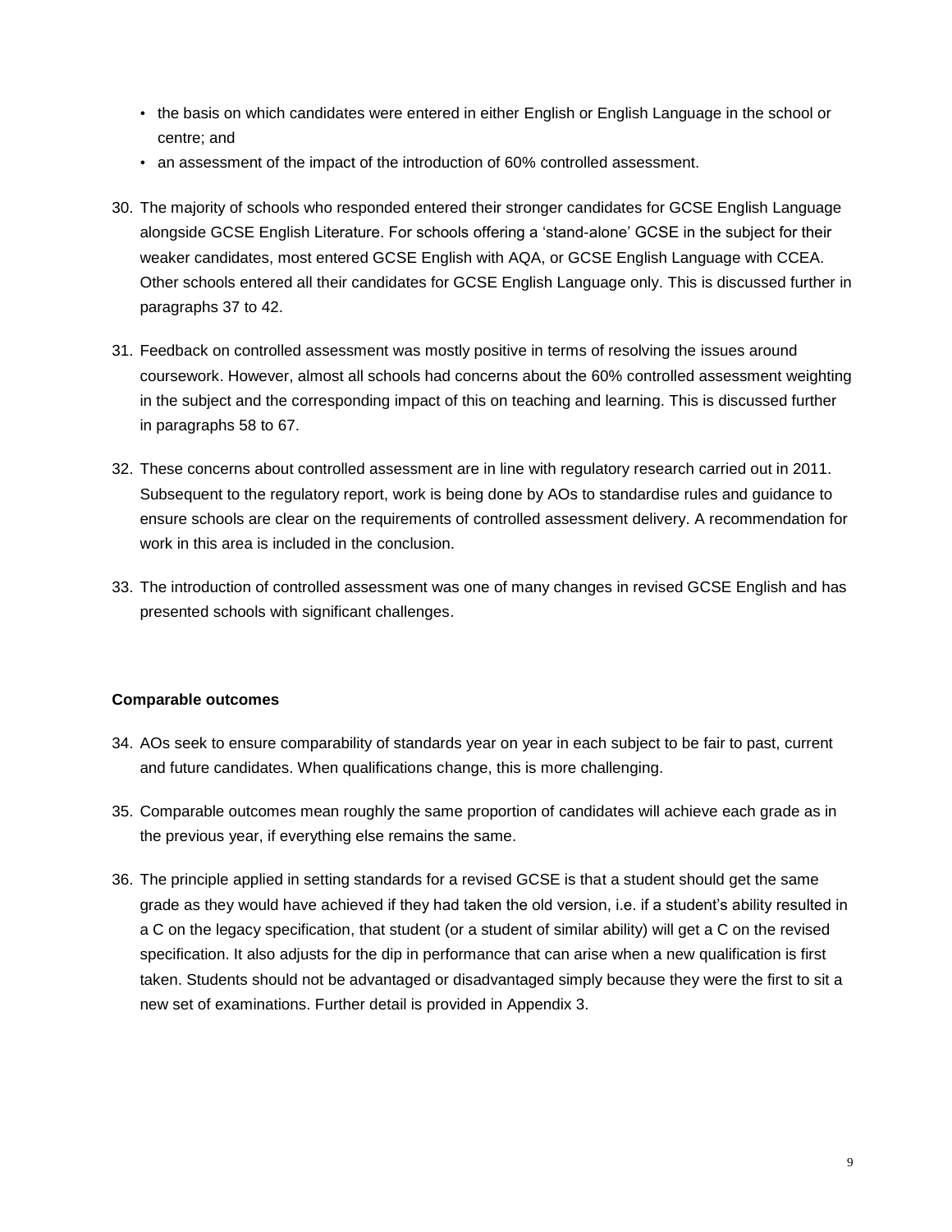- the basis on which candidates were entered in either English or English Language in the school or centre; and
- an assessment of the impact of the introduction of 60% controlled assessment.

30. The majority of schools who responded entered their stronger candidates for GCSE English Language alongside GCSE English Literature. For schools offering a 'stand-alone' GCSE in the subject for their weaker candidates, most entered GCSE English with AQA, or GCSE English Language with CCEA. Other schools entered all their candidates for GCSE English Language only. This is discussed further in paragraphs 37 to 42.

31. Feedback on controlled assessment was mostly positive in terms of resolving the issues around coursework. However, almost all schools had concerns about the 60% controlled assessment weighting in the subject and the corresponding impact of this on teaching and learning. This is discussed further in paragraphs 58 to 67.

32. These concerns about controlled assessment are in line with regulatory research carried out in 2011. Subsequent to the regulatory report, work is being done by AOs to standardise rules and guidance to ensure schools are clear on the requirements of controlled assessment delivery. A recommendation for work in this area is included in the conclusion.

33. The introduction of controlled assessment was one of many changes in revised GCSE English and has presented schools with significant challenges.

**Comparable outcomes**

34. AOs seek to ensure comparability of standards year on year in each subject to be fair to past, current and future candidates. When qualifications change, this is more challenging.

35. Comparable outcomes mean roughly the same proportion of candidates will achieve each grade as in the previous year, if everything else remains the same.

36. The principle applied in setting standards for a revised GCSE is that a student should get the same grade as they would have achieved if they had taken the old version, i.e. if a student's ability resulted in a C on the legacy specification, that student (or a student of similar ability) will get a C on the revised specification. It also adjusts for the dip in performance that can arise when a new qualification is first taken. Students should not be advantaged or disadvantaged simply because they were the first to sit a new set of examinations. Further detail is provided in Appendix 3.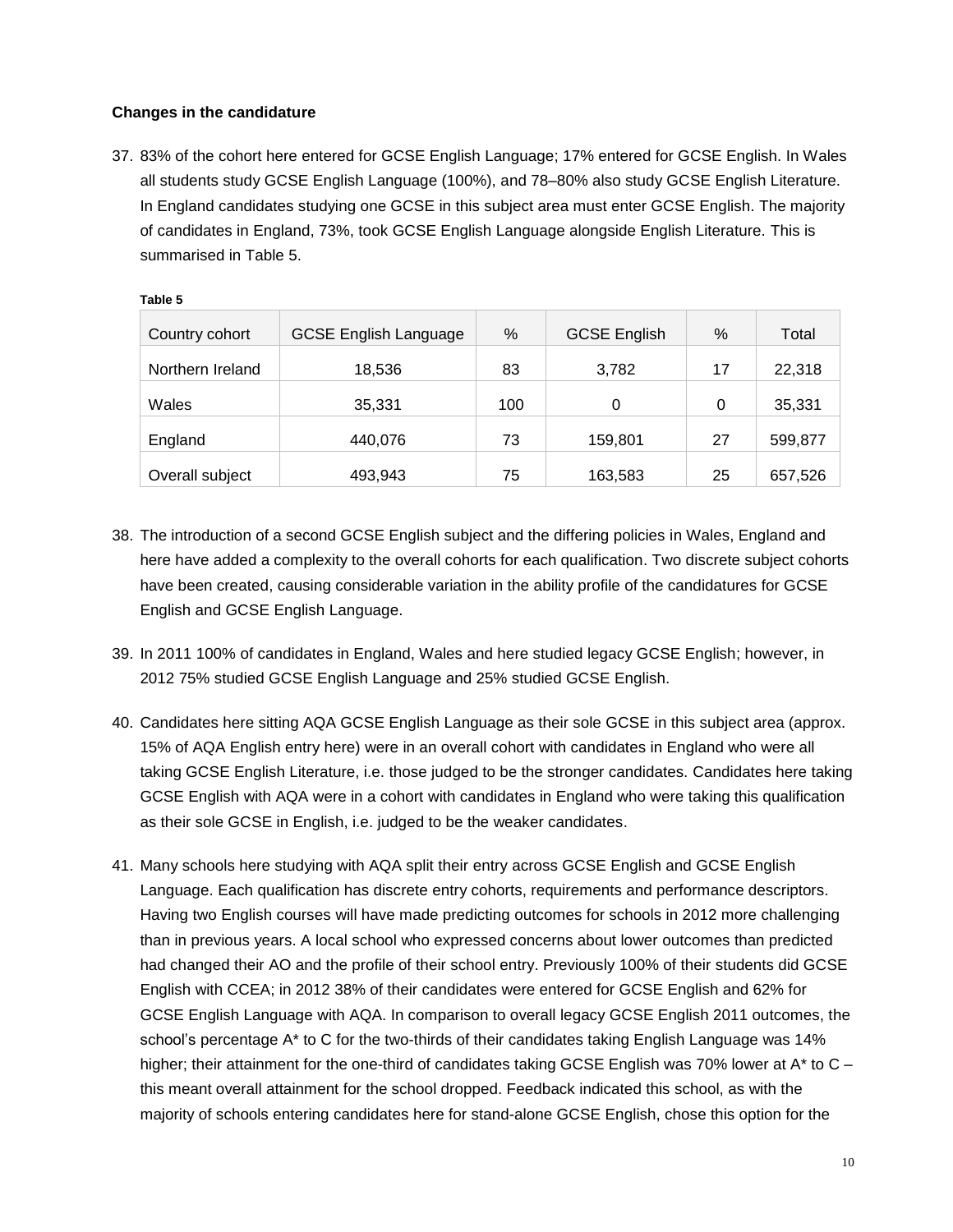### Changes in the candidature

37. 83% of the cohort here entered for GCSE English Language; 17% entered for GCSE English. In Wales all students study GCSE English Language (100%), and 78–80% also study GCSE English Literature. In England candidates studying one GCSE in this subject area must enter GCSE English. The majority of candidates in England, 73%, took GCSE English Language alongside English Literature. This is summarised in Table 5.

**Table 5**

| Country cohort | GCSE English Language | % | GCSE English | % | Total |
|---|---|---|---|---|---|
| Northern Ireland | 18,536 | 83 | 3,782 | 17 | 22,318 |
| Wales | 35,331 | 100 | 0 | 0 | 35,331 |
| England | 440,076 | 73 | 159,801 | 27 | 599,877 |
| Overall subject | 493,943 | 75 | 163,583 | 25 | 657,526 |

38. The introduction of a second GCSE English subject and the differing policies in Wales, England and here have added a complexity to the overall cohorts for each qualification. Two discrete subject cohorts have been created, causing considerable variation in the ability profile of the candidatures for GCSE English and GCSE English Language.

39. In 2011 100% of candidates in England, Wales and here studied legacy GCSE English; however, in 2012 75% studied GCSE English Language and 25% studied GCSE English.

40. Candidates here sitting AQA GCSE English Language as their sole GCSE in this subject area (approx. 15% of AQA English entry here) were in an overall cohort with candidates in England who were all taking GCSE English Literature, i.e. those judged to be the stronger candidates. Candidates here taking GCSE English with AQA were in a cohort with candidates in England who were taking this qualification as their sole GCSE in English, i.e. judged to be the weaker candidates.

41. Many schools here studying with AQA split their entry across GCSE English and GCSE English Language. Each qualification has discrete entry cohorts, requirements and performance descriptors. Having two English courses will have made predicting outcomes for schools in 2012 more challenging than in previous years. A local school who expressed concerns about lower outcomes than predicted had changed their AO and the profile of their school entry. Previously 100% of their students did GCSE English with CCEA; in 2012 38% of their candidates were entered for GCSE English and 62% for GCSE English Language with AQA. In comparison to overall legacy GCSE English 2011 outcomes, the school's percentage A* to C for the two-thirds of their candidates taking English Language was 14% higher; their attainment for the one-third of candidates taking GCSE English was 70% lower at A* to C – this meant overall attainment for the school dropped. Feedback indicated this school, as with the majority of schools entering candidates here for stand-alone GCSE English, chose this option for the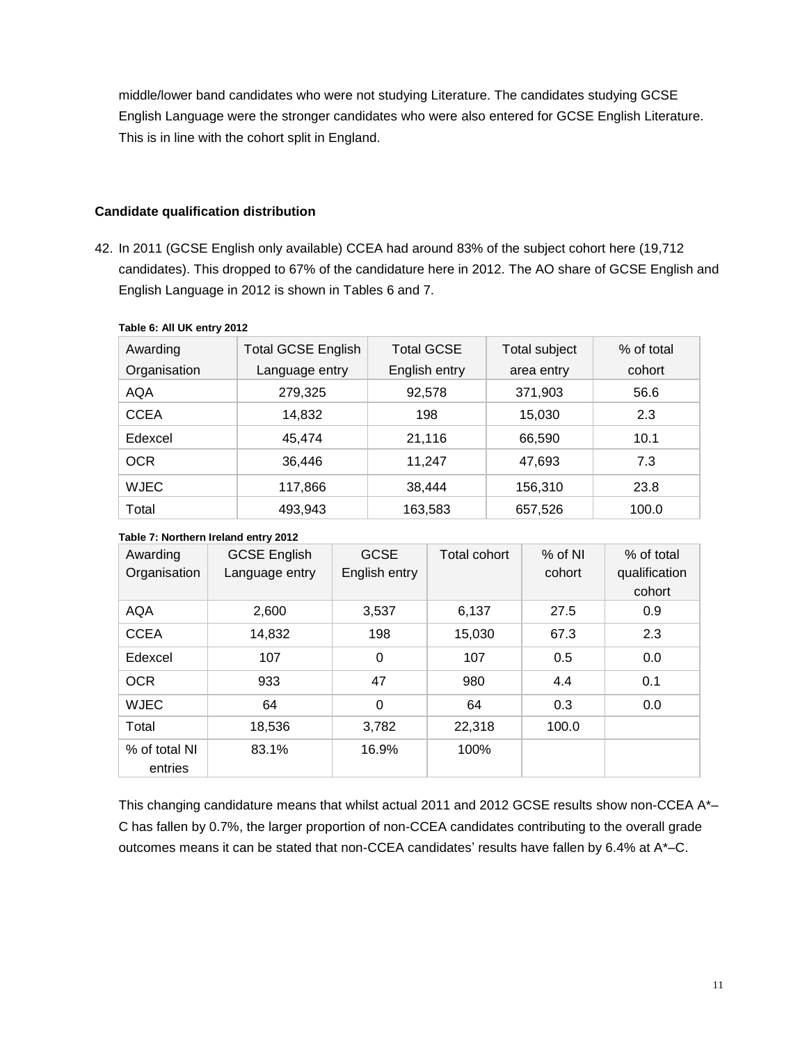middle/lower band candidates who were not studying Literature. The candidates studying GCSE English Language were the stronger candidates who were also entered for GCSE English Literature. This is in line with the cohort split in England.

**Candidate qualification distribution**

42. In 2011 (GCSE English only available) CCEA had around 83% of the subject cohort here (19,712 candidates). This dropped to 67% of the candidature here in 2012. The AO share of GCSE English and English Language in 2012 is shown in Tables 6 and 7.

**Table 6: All UK entry 2012**

| Awarding Organisation | Total GCSE English Language entry | Total GCSE English entry | Total subject area entry | % of total cohort |
|---|---|---|---|---|
| AQA | 279,325 | 92,578 | 371,903 | 56.6 |
| CCEA | 14,832 | 198 | 15,030 | 2.3 |
| Edexcel | 45,474 | 21,116 | 66,590 | 10.1 |
| OCR | 36,446 | 11,247 | 47,693 | 7.3 |
| WJEC | 117,866 | 38,444 | 156,310 | 23.8 |
| Total | 493,943 | 163,583 | 657,526 | 100.0 |

**Table 7: Northern Ireland entry 2012**

| Awarding Organisation | GCSE English Language entry | GCSE English entry | Total cohort | % of NI cohort | % of total qualification cohort |
|---|---|---|---|---|---|
| AQA | 2,600 | 3,537 | 6,137 | 27.5 | 0.9 |
| CCEA | 14,832 | 198 | 15,030 | 67.3 | 2.3 |
| Edexcel | 107 | 0 | 107 | 0.5 | 0.0 |
| OCR | 933 | 47 | 980 | 4.4 | 0.1 |
| WJEC | 64 | 0 | 64 | 0.3 | 0.0 |
| Total | 18,536 | 3,782 | 22,318 | 100.0 | |
| % of total NI entries | 83.1% | 16.9% | 100% | | |

This changing candidature means that whilst actual 2011 and 2012 GCSE results show non-CCEA A*–C has fallen by 0.7%, the larger proportion of non-CCEA candidates contributing to the overall grade outcomes means it can be stated that non-CCEA candidates' results have fallen by 6.4% at A*–C.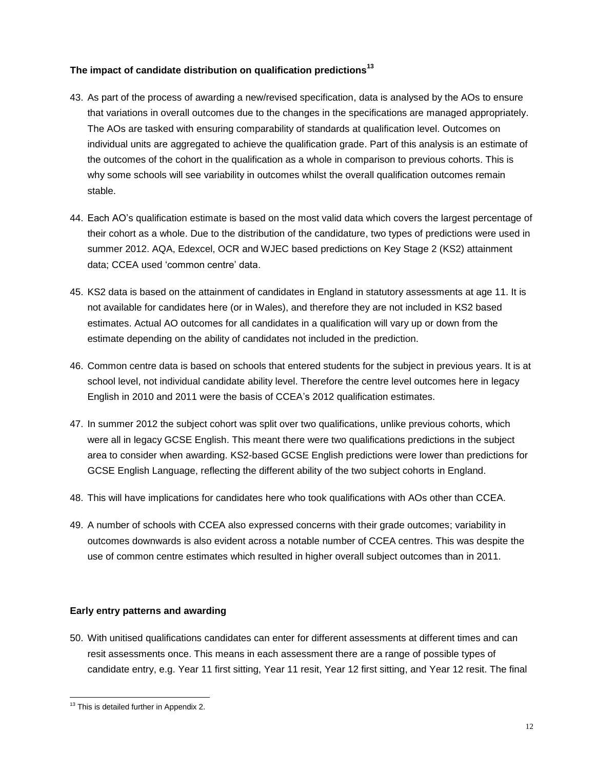**The impact of candidate distribution on qualification predictions[13]**

43. As part of the process of awarding a new/revised specification, data is analysed by the AOs to ensure that variations in overall outcomes due to the changes in the specifications are managed appropriately. The AOs are tasked with ensuring comparability of standards at qualification level. Outcomes on individual units are aggregated to achieve the qualification grade. Part of this analysis is an estimate of the outcomes of the cohort in the qualification as a whole in comparison to previous cohorts. This is why some schools will see variability in outcomes whilst the overall qualification outcomes remain stable.

44. Each AO's qualification estimate is based on the most valid data which covers the largest percentage of their cohort as a whole. Due to the distribution of the candidature, two types of predictions were used in summer 2012. AQA, Edexcel, OCR and WJEC based predictions on Key Stage 2 (KS2) attainment data; CCEA used 'common centre' data.

45. KS2 data is based on the attainment of candidates in England in statutory assessments at age 11. It is not available for candidates here (or in Wales), and therefore they are not included in KS2 based estimates. Actual AO outcomes for all candidates in a qualification will vary up or down from the estimate depending on the ability of candidates not included in the prediction.

46. Common centre data is based on schools that entered students for the subject in previous years. It is at school level, not individual candidate ability level. Therefore the centre level outcomes here in legacy English in 2010 and 2011 were the basis of CCEA's 2012 qualification estimates.

47. In summer 2012 the subject cohort was split over two qualifications, unlike previous cohorts, which were all in legacy GCSE English. This meant there were two qualifications predictions in the subject area to consider when awarding. KS2-based GCSE English predictions were lower than predictions for GCSE English Language, reflecting the different ability of the two subject cohorts in England.

48. This will have implications for candidates here who took qualifications with AOs other than CCEA.

49. A number of schools with CCEA also expressed concerns with their grade outcomes; variability in outcomes downwards is also evident across a notable number of CCEA centres. This was despite the use of common centre estimates which resulted in higher overall subject outcomes than in 2011.

**Early entry patterns and awarding**

50. With unitised qualifications candidates can enter for different assessments at different times and can resit assessments once. This means in each assessment there are a range of possible types of candidate entry, e.g. Year 11 first sitting, Year 11 resit, Year 12 first sitting, and Year 12 resit. The final

[13] This is detailed further in Appendix 2.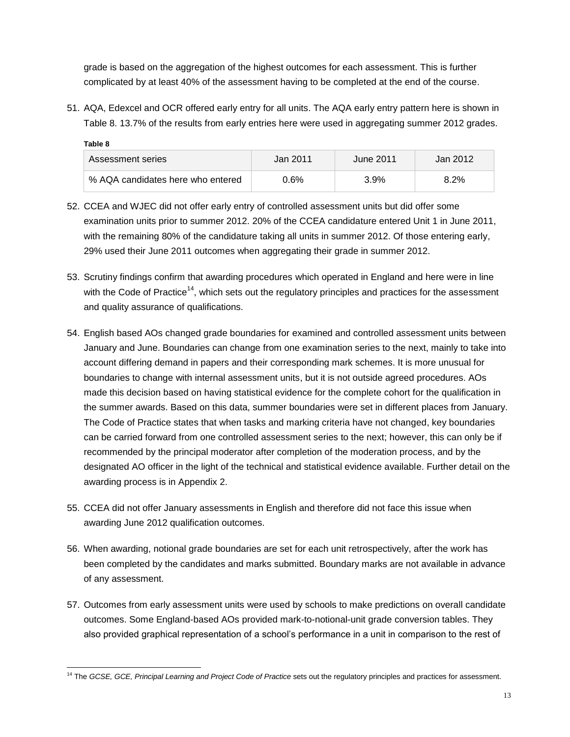grade is based on the aggregation of the highest outcomes for each assessment. This is further complicated by at least 40% of the assessment having to be completed at the end of the course.

51. AQA, Edexcel and OCR offered early entry for all units. The AQA early entry pattern here is shown in Table 8. 13.7% of the results from early entries here were used in aggregating summer 2012 grades.

**Table 8**

| Assessment series | Jan 2011 | June 2011 | Jan 2012 |
|---|---|---|---|
| % AQA candidates here who entered | 0.6% | 3.9% | 8.2% |

52. CCEA and WJEC did not offer early entry of controlled assessment units but did offer some examination units prior to summer 2012. 20% of the CCEA candidature entered Unit 1 in June 2011, with the remaining 80% of the candidature taking all units in summer 2012. Of those entering early, 29% used their June 2011 outcomes when aggregating their grade in summer 2012.

53. Scrutiny findings confirm that awarding procedures which operated in England and here were in line with the Code of Practice[14], which sets out the regulatory principles and practices for the assessment and quality assurance of qualifications.

54. English based AOs changed grade boundaries for examined and controlled assessment units between January and June. Boundaries can change from one examination series to the next, mainly to take into account differing demand in papers and their corresponding mark schemes. It is more unusual for boundaries to change with internal assessment units, but it is not outside agreed procedures. AOs made this decision based on having statistical evidence for the complete cohort for the qualification in the summer awards. Based on this data, summer boundaries were set in different places from January. The Code of Practice states that when tasks and marking criteria have not changed, key boundaries can be carried forward from one controlled assessment series to the next; however, this can only be if recommended by the principal moderator after completion of the moderation process, and by the designated AO officer in the light of the technical and statistical evidence available. Further detail on the awarding process is in Appendix 2.

55. CCEA did not offer January assessments in English and therefore did not face this issue when awarding June 2012 qualification outcomes.

56. When awarding, notional grade boundaries are set for each unit retrospectively, after the work has been completed by the candidates and marks submitted. Boundary marks are not available in advance of any assessment.

57. Outcomes from early assessment units were used by schools to make predictions on overall candidate outcomes. Some England-based AOs provided mark-to-notional-unit grade conversion tables. They also provided graphical representation of a school's performance in a unit in comparison to the rest of

---

[14] The *GCSE, GCE, Principal Learning and Project Code of Practice* sets out the regulatory principles and practices for assessment.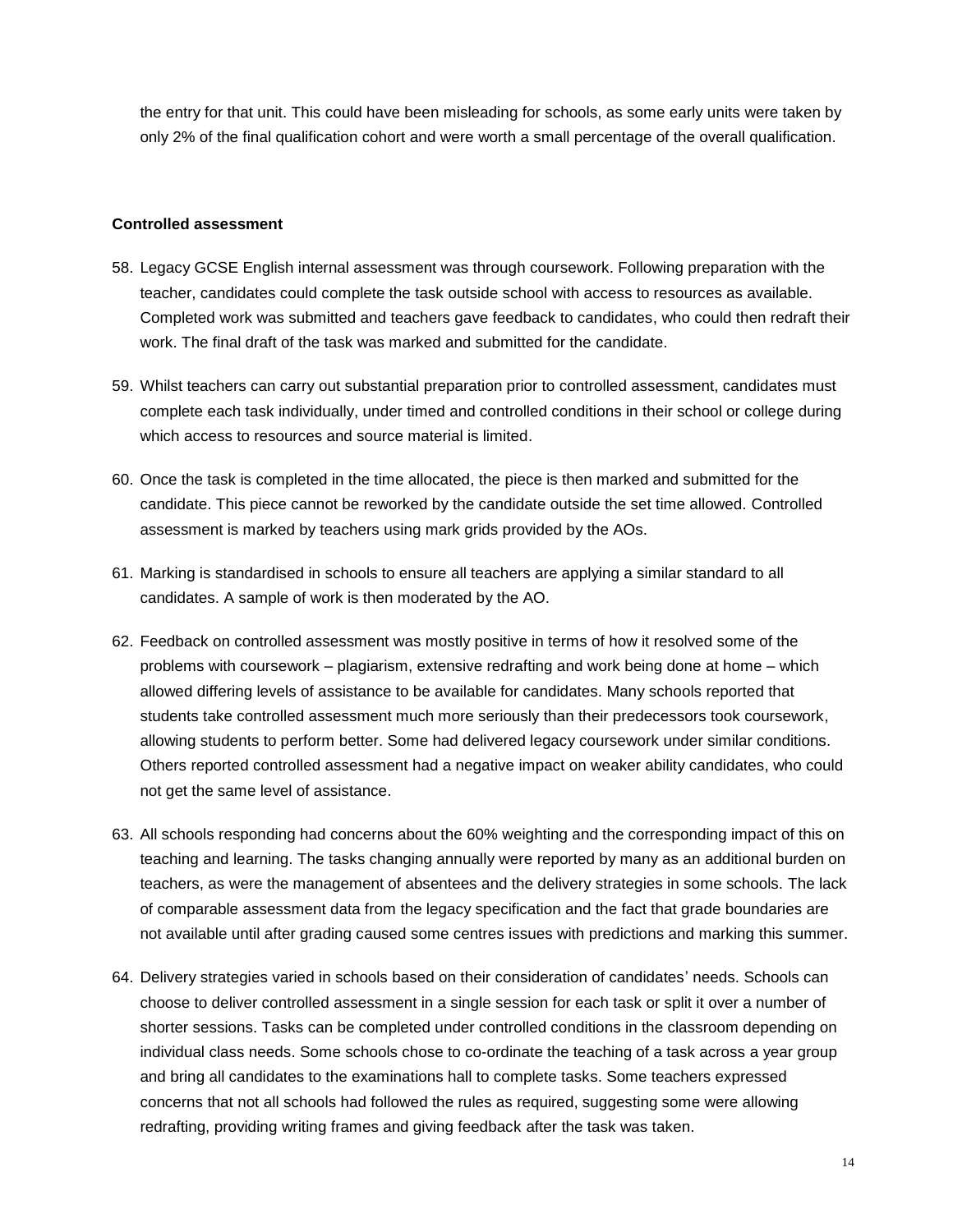the entry for that unit. This could have been misleading for schools, as some early units were taken by only 2% of the final qualification cohort and were worth a small percentage of the overall qualification.

**Controlled assessment**

58. Legacy GCSE English internal assessment was through coursework. Following preparation with the teacher, candidates could complete the task outside school with access to resources as available. Completed work was submitted and teachers gave feedback to candidates, who could then redraft their work. The final draft of the task was marked and submitted for the candidate.

59. Whilst teachers can carry out substantial preparation prior to controlled assessment, candidates must complete each task individually, under timed and controlled conditions in their school or college during which access to resources and source material is limited.

60. Once the task is completed in the time allocated, the piece is then marked and submitted for the candidate. This piece cannot be reworked by the candidate outside the set time allowed. Controlled assessment is marked by teachers using mark grids provided by the AOs.

61. Marking is standardised in schools to ensure all teachers are applying a similar standard to all candidates. A sample of work is then moderated by the AO.

62. Feedback on controlled assessment was mostly positive in terms of how it resolved some of the problems with coursework – plagiarism, extensive redrafting and work being done at home – which allowed differing levels of assistance to be available for candidates. Many schools reported that students take controlled assessment much more seriously than their predecessors took coursework, allowing students to perform better. Some had delivered legacy coursework under similar conditions. Others reported controlled assessment had a negative impact on weaker ability candidates, who could not get the same level of assistance.

63. All schools responding had concerns about the 60% weighting and the corresponding impact of this on teaching and learning. The tasks changing annually were reported by many as an additional burden on teachers, as were the management of absentees and the delivery strategies in some schools. The lack of comparable assessment data from the legacy specification and the fact that grade boundaries are not available until after grading caused some centres issues with predictions and marking this summer.

64. Delivery strategies varied in schools based on their consideration of candidates' needs. Schools can choose to deliver controlled assessment in a single session for each task or split it over a number of shorter sessions. Tasks can be completed under controlled conditions in the classroom depending on individual class needs. Some schools chose to co-ordinate the teaching of a task across a year group and bring all candidates to the examinations hall to complete tasks. Some teachers expressed concerns that not all schools had followed the rules as required, suggesting some were allowing redrafting, providing writing frames and giving feedback after the task was taken.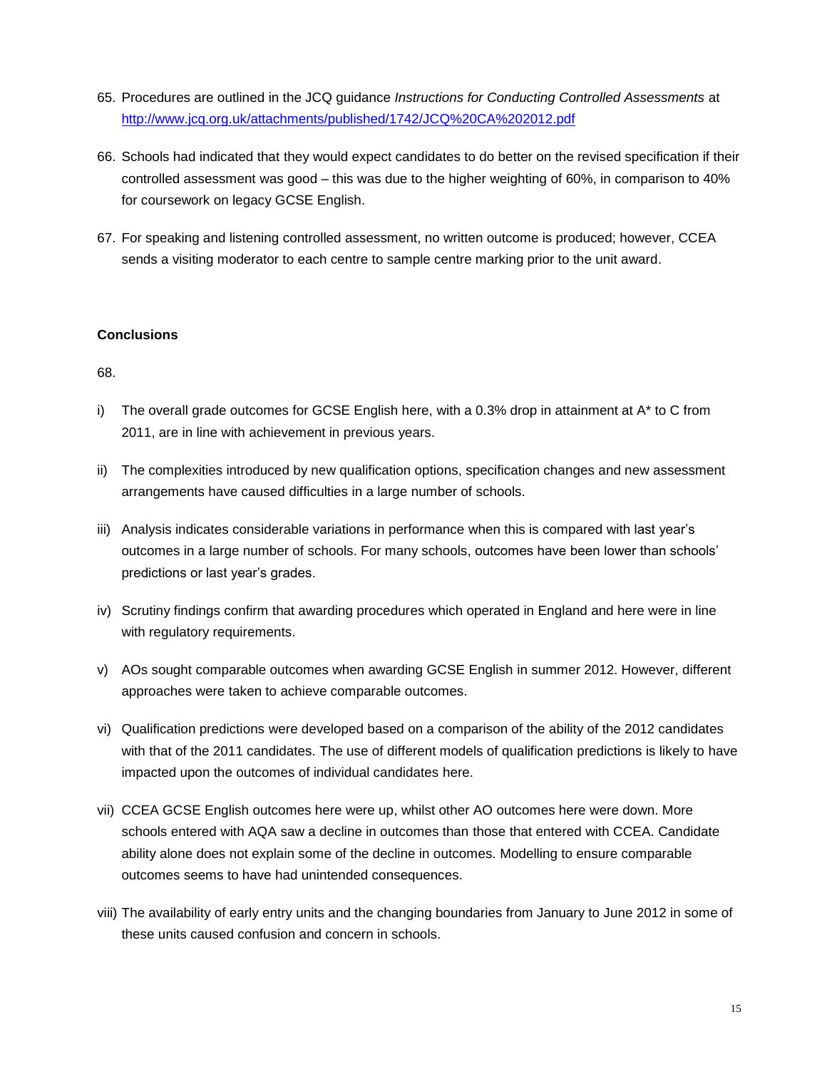65. Procedures are outlined in the JCQ guidance *Instructions for Conducting Controlled Assessments* at http://www.jcq.org.uk/attachments/published/1742/JCQ%20CA%202012.pdf

66. Schools had indicated that they would expect candidates to do better on the revised specification if their controlled assessment was good – this was due to the higher weighting of 60%, in comparison to 40% for coursework on legacy GCSE English.

67. For speaking and listening controlled assessment, no written outcome is produced; however, CCEA sends a visiting moderator to each centre to sample centre marking prior to the unit award.

**Conclusions**

68.

i) The overall grade outcomes for GCSE English here, with a 0.3% drop in attainment at A* to C from 2011, are in line with achievement in previous years.

ii) The complexities introduced by new qualification options, specification changes and new assessment arrangements have caused difficulties in a large number of schools.

iii) Analysis indicates considerable variations in performance when this is compared with last year's outcomes in a large number of schools. For many schools, outcomes have been lower than schools' predictions or last year's grades.

iv) Scrutiny findings confirm that awarding procedures which operated in England and here were in line with regulatory requirements.

v) AOs sought comparable outcomes when awarding GCSE English in summer 2012. However, different approaches were taken to achieve comparable outcomes.

vi) Qualification predictions were developed based on a comparison of the ability of the 2012 candidates with that of the 2011 candidates. The use of different models of qualification predictions is likely to have impacted upon the outcomes of individual candidates here.

vii) CCEA GCSE English outcomes here were up, whilst other AO outcomes here were down. More schools entered with AQA saw a decline in outcomes than those that entered with CCEA. Candidate ability alone does not explain some of the decline in outcomes. Modelling to ensure comparable outcomes seems to have had unintended consequences.

viii) The availability of early entry units and the changing boundaries from January to June 2012 in some of these units caused confusion and concern in schools.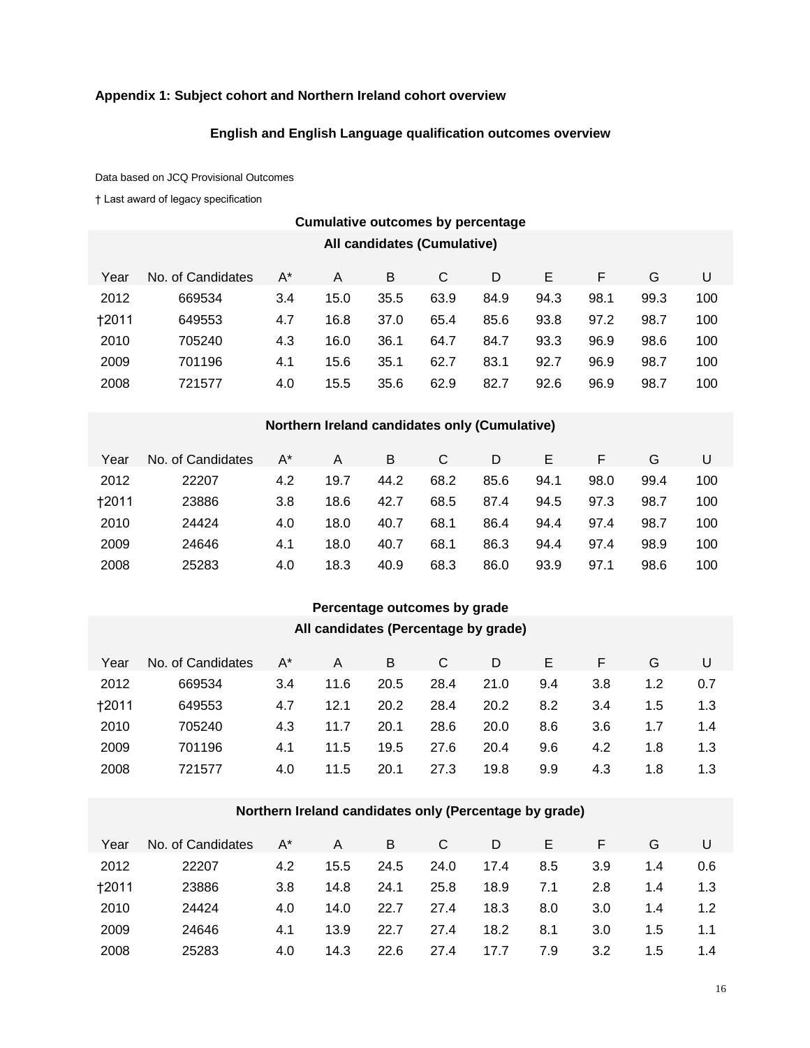**Appendix 1: Subject cohort and Northern Ireland cohort overview**

**English and English Language qualification outcomes overview**

Data based on JCQ Provisional Outcomes

† Last award of legacy specification

**Cumulative outcomes by percentage**

**All candidates (Cumulative)**

| Year | No. of Candidates | A* | A | B | C | D | E | F | G | U |
|---|---|---|---|---|---|---|---|---|---|---|
| 2012 | 669534 | 3.4 | 15.0 | 35.5 | 63.9 | 84.9 | 94.3 | 98.1 | 99.3 | 100 |
| †2011 | 649553 | 4.7 | 16.8 | 37.0 | 65.4 | 85.6 | 93.8 | 97.2 | 98.7 | 100 |
| 2010 | 705240 | 4.3 | 16.0 | 36.1 | 64.7 | 84.7 | 93.3 | 96.9 | 98.6 | 100 |
| 2009 | 701196 | 4.1 | 15.6 | 35.1 | 62.7 | 83.1 | 92.7 | 96.9 | 98.7 | 100 |
| 2008 | 721577 | 4.0 | 15.5 | 35.6 | 62.9 | 82.7 | 92.6 | 96.9 | 98.7 | 100 |

**Northern Ireland candidates only (Cumulative)**

| Year | No. of Candidates | A* | A | B | C | D | E | F | G | U |
|---|---|---|---|---|---|---|---|---|---|---|
| 2012 | 22207 | 4.2 | 19.7 | 44.2 | 68.2 | 85.6 | 94.1 | 98.0 | 99.4 | 100 |
| †2011 | 23886 | 3.8 | 18.6 | 42.7 | 68.5 | 87.4 | 94.5 | 97.3 | 98.7 | 100 |
| 2010 | 24424 | 4.0 | 18.0 | 40.7 | 68.1 | 86.4 | 94.4 | 97.4 | 98.7 | 100 |
| 2009 | 24646 | 4.1 | 18.0 | 40.7 | 68.1 | 86.3 | 94.4 | 97.4 | 98.9 | 100 |
| 2008 | 25283 | 4.0 | 18.3 | 40.9 | 68.3 | 86.0 | 93.9 | 97.1 | 98.6 | 100 |

**Percentage outcomes by grade**

**All candidates (Percentage by grade)**

| Year | No. of Candidates | A* | A | B | C | D | E | F | G | U |
|---|---|---|---|---|---|---|---|---|---|---|
| 2012 | 669534 | 3.4 | 11.6 | 20.5 | 28.4 | 21.0 | 9.4 | 3.8 | 1.2 | 0.7 |
| †2011 | 649553 | 4.7 | 12.1 | 20.2 | 28.4 | 20.2 | 8.2 | 3.4 | 1.5 | 1.3 |
| 2010 | 705240 | 4.3 | 11.7 | 20.1 | 28.6 | 20.0 | 8.6 | 3.6 | 1.7 | 1.4 |
| 2009 | 701196 | 4.1 | 11.5 | 19.5 | 27.6 | 20.4 | 9.6 | 4.2 | 1.8 | 1.3 |
| 2008 | 721577 | 4.0 | 11.5 | 20.1 | 27.3 | 19.8 | 9.9 | 4.3 | 1.8 | 1.3 |

**Northern Ireland candidates only (Percentage by grade)**

| Year | No. of Candidates | A* | A | B | C | D | E | F | G | U |
|---|---|---|---|---|---|---|---|---|---|---|
| 2012 | 22207 | 4.2 | 15.5 | 24.5 | 24.0 | 17.4 | 8.5 | 3.9 | 1.4 | 0.6 |
| †2011 | 23886 | 3.8 | 14.8 | 24.1 | 25.8 | 18.9 | 7.1 | 2.8 | 1.4 | 1.3 |
| 2010 | 24424 | 4.0 | 14.0 | 22.7 | 27.4 | 18.3 | 8.0 | 3.0 | 1.4 | 1.2 |
| 2009 | 24646 | 4.1 | 13.9 | 22.7 | 27.4 | 18.2 | 8.1 | 3.0 | 1.5 | 1.1 |
| 2008 | 25283 | 4.0 | 14.3 | 22.6 | 27.4 | 17.7 | 7.9 | 3.2 | 1.5 | 1.4 |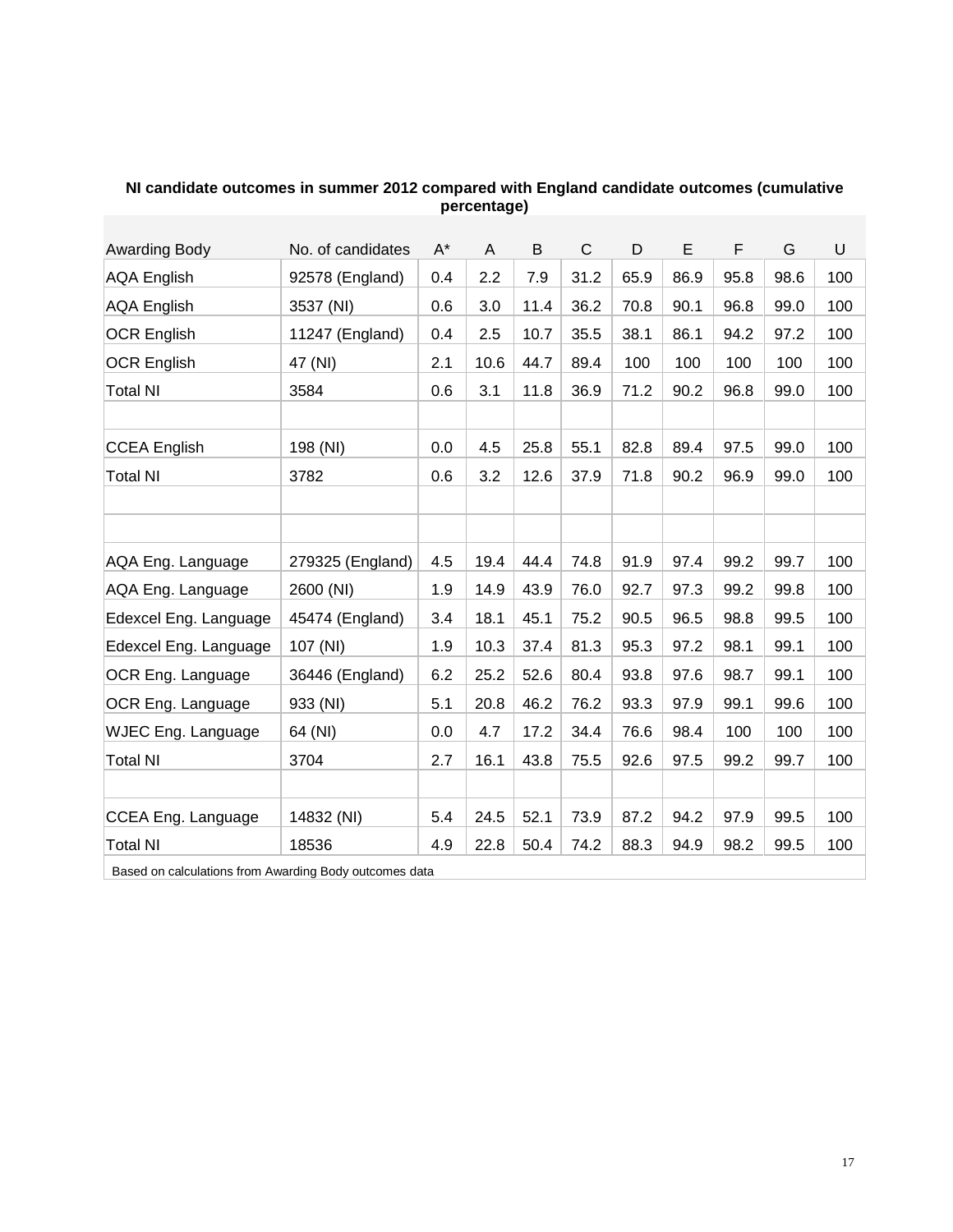**NI candidate outcomes in summer 2012 compared with England candidate outcomes (cumulative percentage)**

| Awarding Body | No. of candidates | A* | A | B | C | D | E | F | G | U |
|---|---|---|---|---|---|---|---|---|---|---|
| AQA English | 92578 (England) | 0.4 | 2.2 | 7.9 | 31.2 | 65.9 | 86.9 | 95.8 | 98.6 | 100 |
| AQA English | 3537 (NI) | 0.6 | 3.0 | 11.4 | 36.2 | 70.8 | 90.1 | 96.8 | 99.0 | 100 |
| OCR English | 11247 (England) | 0.4 | 2.5 | 10.7 | 35.5 | 38.1 | 86.1 | 94.2 | 97.2 | 100 |
| OCR English | 47 (NI) | 2.1 | 10.6 | 44.7 | 89.4 | 100 | 100 | 100 | 100 | 100 |
| Total NI | 3584 | 0.6 | 3.1 | 11.8 | 36.9 | 71.2 | 90.2 | 96.8 | 99.0 | 100 |
| | | | | | | | | | | |
| CCEA English | 198 (NI) | 0.0 | 4.5 | 25.8 | 55.1 | 82.8 | 89.4 | 97.5 | 99.0 | 100 |
| Total NI | 3782 | 0.6 | 3.2 | 12.6 | 37.9 | 71.8 | 90.2 | 96.9 | 99.0 | 100 |
| | | | | | | | | | | |
| | | | | | | | | | | |
| AQA Eng. Language | 279325 (England) | 4.5 | 19.4 | 44.4 | 74.8 | 91.9 | 97.4 | 99.2 | 99.7 | 100 |
| AQA Eng. Language | 2600 (NI) | 1.9 | 14.9 | 43.9 | 76.0 | 92.7 | 97.3 | 99.2 | 99.8 | 100 |
| Edexcel Eng. Language | 45474 (England) | 3.4 | 18.1 | 45.1 | 75.2 | 90.5 | 96.5 | 98.8 | 99.5 | 100 |
| Edexcel Eng. Language | 107 (NI) | 1.9 | 10.3 | 37.4 | 81.3 | 95.3 | 97.2 | 98.1 | 99.1 | 100 |
| OCR Eng. Language | 36446 (England) | 6.2 | 25.2 | 52.6 | 80.4 | 93.8 | 97.6 | 98.7 | 99.1 | 100 |
| OCR Eng. Language | 933 (NI) | 5.1 | 20.8 | 46.2 | 76.2 | 93.3 | 97.9 | 99.1 | 99.6 | 100 |
| WJEC Eng. Language | 64 (NI) | 0.0 | 4.7 | 17.2 | 34.4 | 76.6 | 98.4 | 100 | 100 | 100 |
| Total NI | 3704 | 2.7 | 16.1 | 43.8 | 75.5 | 92.6 | 97.5 | 99.2 | 99.7 | 100 |
| | | | | | | | | | | |
| CCEA Eng. Language | 14832 (NI) | 5.4 | 24.5 | 52.1 | 73.9 | 87.2 | 94.2 | 97.9 | 99.5 | 100 |
| Total NI | 18536 | 4.9 | 22.8 | 50.4 | 74.2 | 88.3 | 94.9 | 98.2 | 99.5 | 100 |

Based on calculations from Awarding Body outcomes data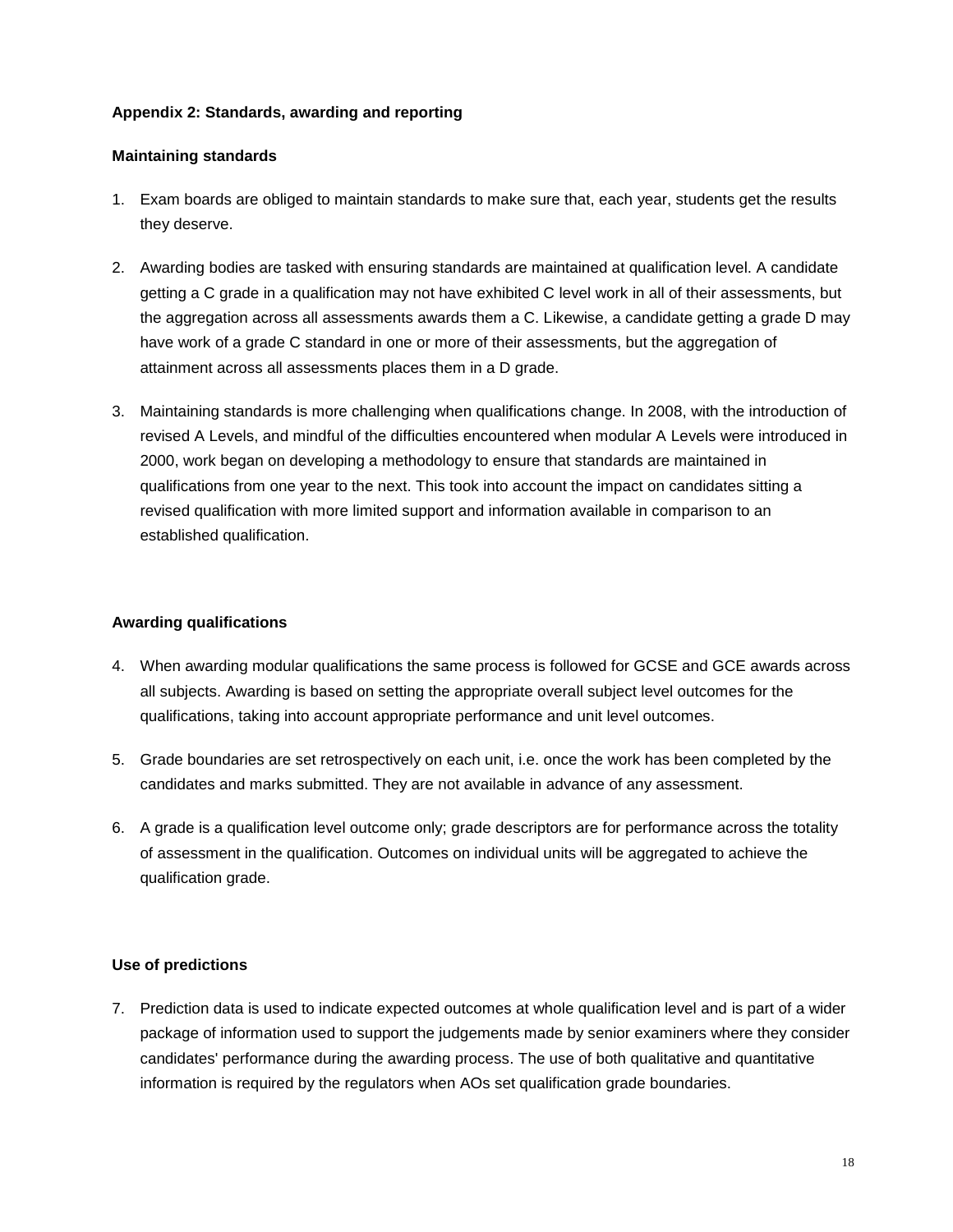## Appendix 2: Standards, awarding and reporting

### Maintaining standards

1. Exam boards are obliged to maintain standards to make sure that, each year, students get the results they deserve.

2. Awarding bodies are tasked with ensuring standards are maintained at qualification level. A candidate getting a C grade in a qualification may not have exhibited C level work in all of their assessments, but the aggregation across all assessments awards them a C. Likewise, a candidate getting a grade D may have work of a grade C standard in one or more of their assessments, but the aggregation of attainment across all assessments places them in a D grade.

3. Maintaining standards is more challenging when qualifications change. In 2008, with the introduction of revised A Levels, and mindful of the difficulties encountered when modular A Levels were introduced in 2000, work began on developing a methodology to ensure that standards are maintained in qualifications from one year to the next. This took into account the impact on candidates sitting a revised qualification with more limited support and information available in comparison to an established qualification.

### Awarding qualifications

4. When awarding modular qualifications the same process is followed for GCSE and GCE awards across all subjects. Awarding is based on setting the appropriate overall subject level outcomes for the qualifications, taking into account appropriate performance and unit level outcomes.

5. Grade boundaries are set retrospectively on each unit, i.e. once the work has been completed by the candidates and marks submitted. They are not available in advance of any assessment.

6. A grade is a qualification level outcome only; grade descriptors are for performance across the totality of assessment in the qualification. Outcomes on individual units will be aggregated to achieve the qualification grade.

### Use of predictions

7. Prediction data is used to indicate expected outcomes at whole qualification level and is part of a wider package of information used to support the judgements made by senior examiners where they consider candidates' performance during the awarding process. The use of both qualitative and quantitative information is required by the regulators when AOs set qualification grade boundaries.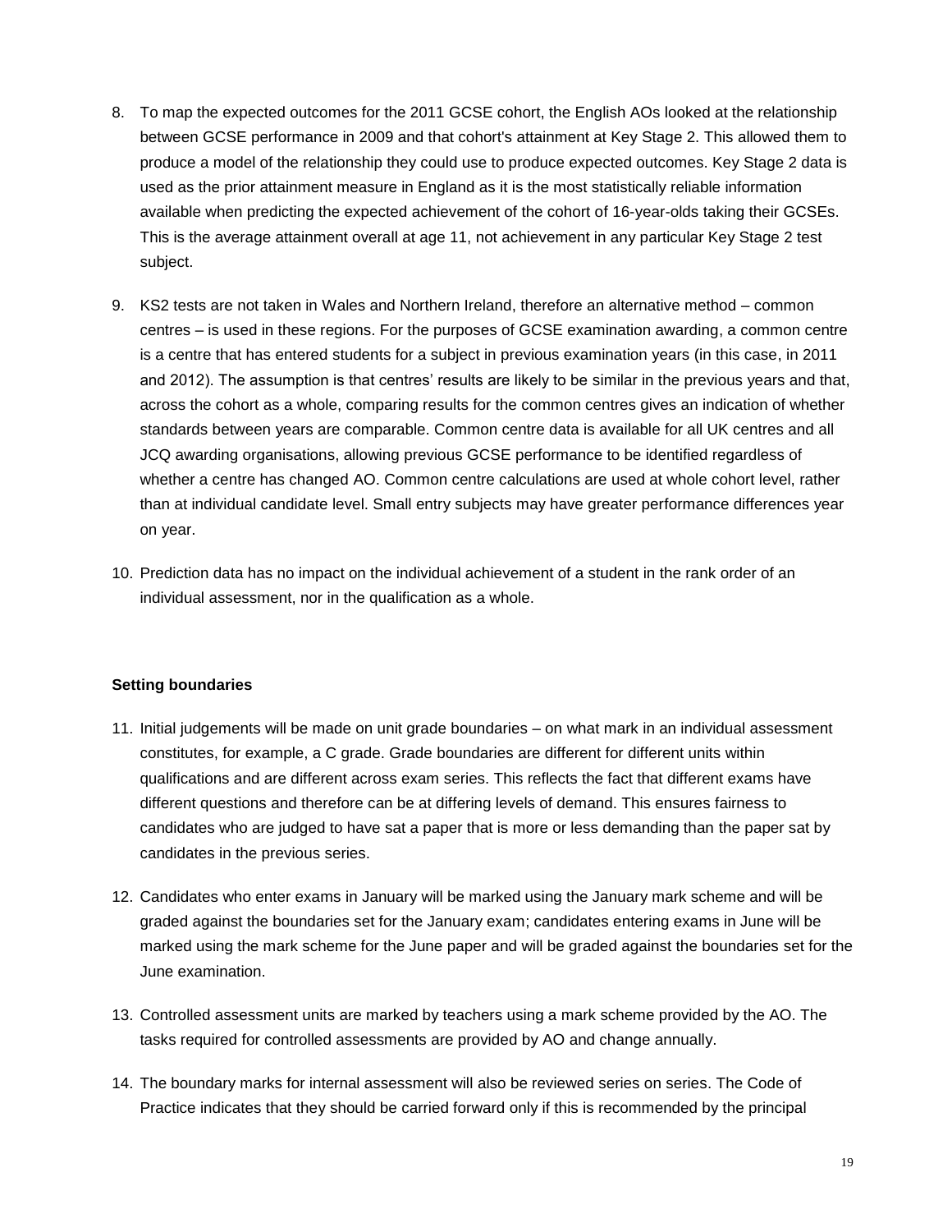8. To map the expected outcomes for the 2011 GCSE cohort, the English AOs looked at the relationship between GCSE performance in 2009 and that cohort's attainment at Key Stage 2. This allowed them to produce a model of the relationship they could use to produce expected outcomes. Key Stage 2 data is used as the prior attainment measure in England as it is the most statistically reliable information available when predicting the expected achievement of the cohort of 16-year-olds taking their GCSEs. This is the average attainment overall at age 11, not achievement in any particular Key Stage 2 test subject.

9. KS2 tests are not taken in Wales and Northern Ireland, therefore an alternative method – common centres – is used in these regions. For the purposes of GCSE examination awarding, a common centre is a centre that has entered students for a subject in previous examination years (in this case, in 2011 and 2012). The assumption is that centres' results are likely to be similar in the previous years and that, across the cohort as a whole, comparing results for the common centres gives an indication of whether standards between years are comparable. Common centre data is available for all UK centres and all JCQ awarding organisations, allowing previous GCSE performance to be identified regardless of whether a centre has changed AO. Common centre calculations are used at whole cohort level, rather than at individual candidate level. Small entry subjects may have greater performance differences year on year.

10. Prediction data has no impact on the individual achievement of a student in the rank order of an individual assessment, nor in the qualification as a whole.

**Setting boundaries**

11. Initial judgements will be made on unit grade boundaries – on what mark in an individual assessment constitutes, for example, a C grade. Grade boundaries are different for different units within qualifications and are different across exam series. This reflects the fact that different exams have different questions and therefore can be at differing levels of demand. This ensures fairness to candidates who are judged to have sat a paper that is more or less demanding than the paper sat by candidates in the previous series.

12. Candidates who enter exams in January will be marked using the January mark scheme and will be graded against the boundaries set for the January exam; candidates entering exams in June will be marked using the mark scheme for the June paper and will be graded against the boundaries set for the June examination.

13. Controlled assessment units are marked by teachers using a mark scheme provided by the AO. The tasks required for controlled assessments are provided by AO and change annually.

14. The boundary marks for internal assessment will also be reviewed series on series. The Code of Practice indicates that they should be carried forward only if this is recommended by the principal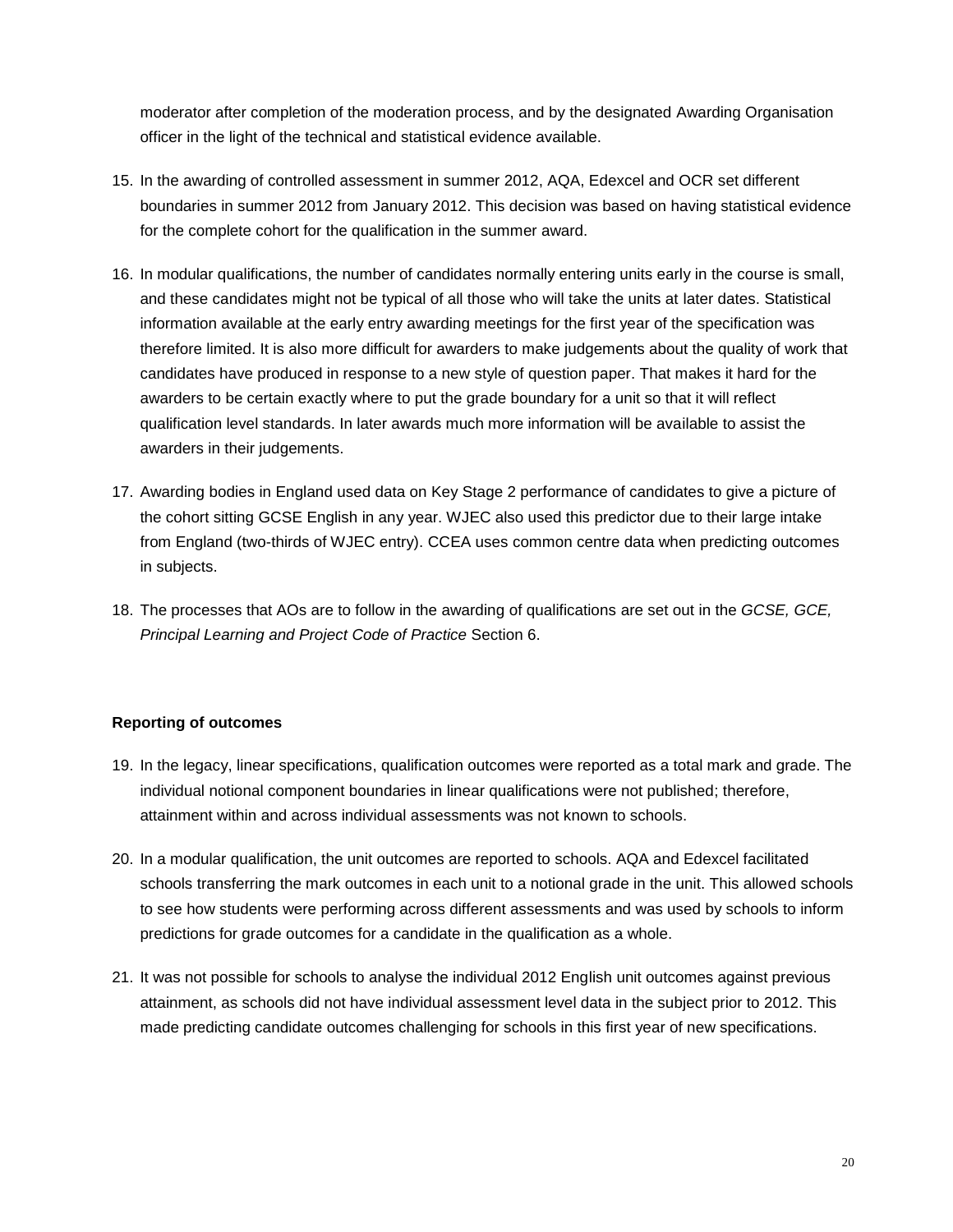moderator after completion of the moderation process, and by the designated Awarding Organisation officer in the light of the technical and statistical evidence available.

15. In the awarding of controlled assessment in summer 2012, AQA, Edexcel and OCR set different boundaries in summer 2012 from January 2012. This decision was based on having statistical evidence for the complete cohort for the qualification in the summer award.

16. In modular qualifications, the number of candidates normally entering units early in the course is small, and these candidates might not be typical of all those who will take the units at later dates. Statistical information available at the early entry awarding meetings for the first year of the specification was therefore limited. It is also more difficult for awarders to make judgements about the quality of work that candidates have produced in response to a new style of question paper. That makes it hard for the awarders to be certain exactly where to put the grade boundary for a unit so that it will reflect qualification level standards. In later awards much more information will be available to assist the awarders in their judgements.

17. Awarding bodies in England used data on Key Stage 2 performance of candidates to give a picture of the cohort sitting GCSE English in any year. WJEC also used this predictor due to their large intake from England (two-thirds of WJEC entry). CCEA uses common centre data when predicting outcomes in subjects.

18. The processes that AOs are to follow in the awarding of qualifications are set out in the *GCSE, GCE, Principal Learning and Project Code of Practice* Section 6.

**Reporting of outcomes**

19. In the legacy, linear specifications, qualification outcomes were reported as a total mark and grade. The individual notional component boundaries in linear qualifications were not published; therefore, attainment within and across individual assessments was not known to schools.

20. In a modular qualification, the unit outcomes are reported to schools. AQA and Edexcel facilitated schools transferring the mark outcomes in each unit to a notional grade in the unit. This allowed schools to see how students were performing across different assessments and was used by schools to inform predictions for grade outcomes for a candidate in the qualification as a whole.

21. It was not possible for schools to analyse the individual 2012 English unit outcomes against previous attainment, as schools did not have individual assessment level data in the subject prior to 2012. This made predicting candidate outcomes challenging for schools in this first year of new specifications.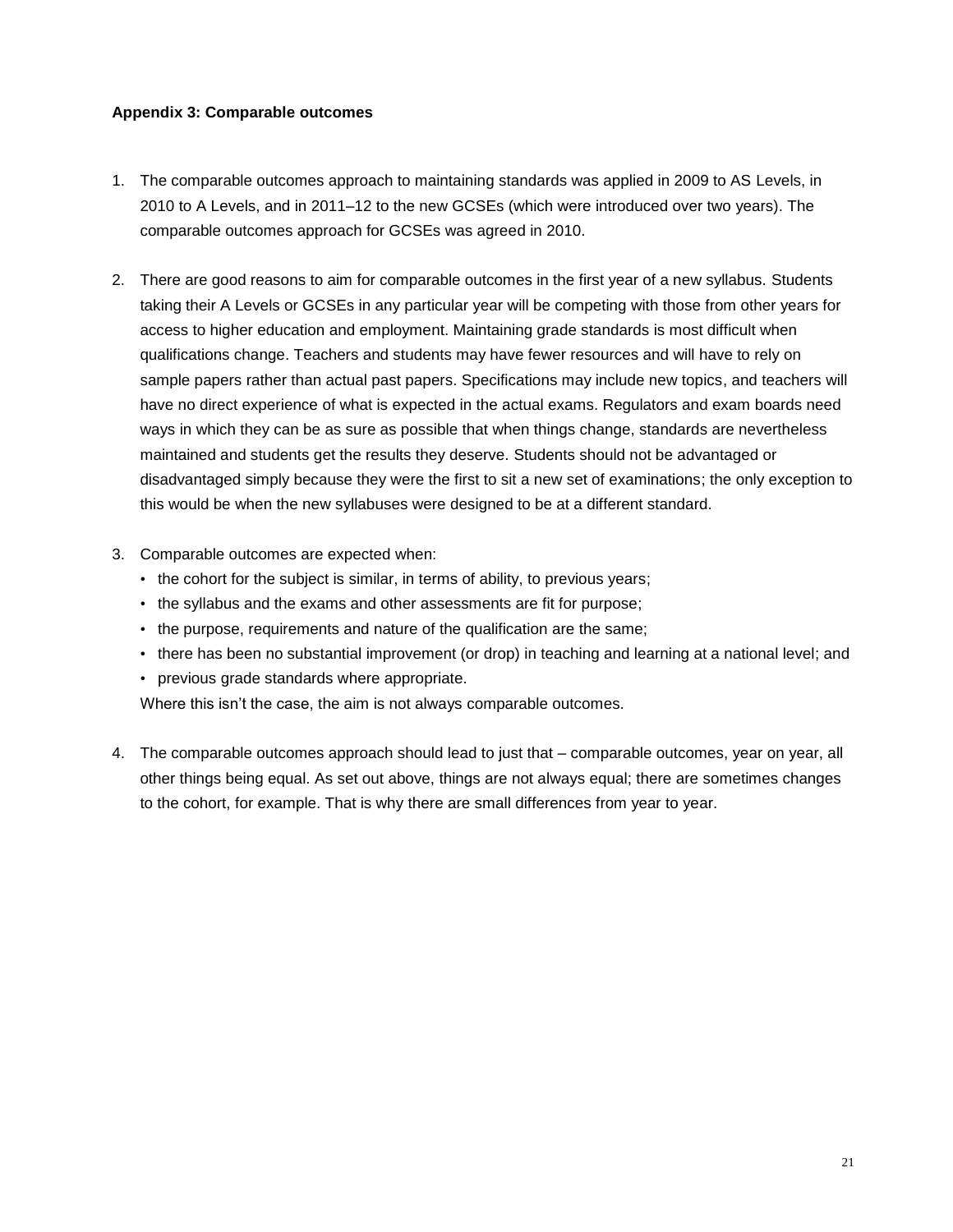### Appendix 3: Comparable outcomes

1. The comparable outcomes approach to maintaining standards was applied in 2009 to AS Levels, in 2010 to A Levels, and in 2011–12 to the new GCSEs (which were introduced over two years). The comparable outcomes approach for GCSEs was agreed in 2010.

2. There are good reasons to aim for comparable outcomes in the first year of a new syllabus. Students taking their A Levels or GCSEs in any particular year will be competing with those from other years for access to higher education and employment. Maintaining grade standards is most difficult when qualifications change. Teachers and students may have fewer resources and will have to rely on sample papers rather than actual past papers. Specifications may include new topics, and teachers will have no direct experience of what is expected in the actual exams. Regulators and exam boards need ways in which they can be as sure as possible that when things change, standards are nevertheless maintained and students get the results they deserve. Students should not be advantaged or disadvantaged simply because they were the first to sit a new set of examinations; the only exception to this would be when the new syllabuses were designed to be at a different standard.

3. Comparable outcomes are expected when:
   - the cohort for the subject is similar, in terms of ability, to previous years;
   - the syllabus and the exams and other assessments are fit for purpose;
   - the purpose, requirements and nature of the qualification are the same;
   - there has been no substantial improvement (or drop) in teaching and learning at a national level; and
   - previous grade standards where appropriate.

   Where this isn't the case, the aim is not always comparable outcomes.

4. The comparable outcomes approach should lead to just that – comparable outcomes, year on year, all other things being equal. As set out above, things are not always equal; there are sometimes changes to the cohort, for example. That is why there are small differences from year to year.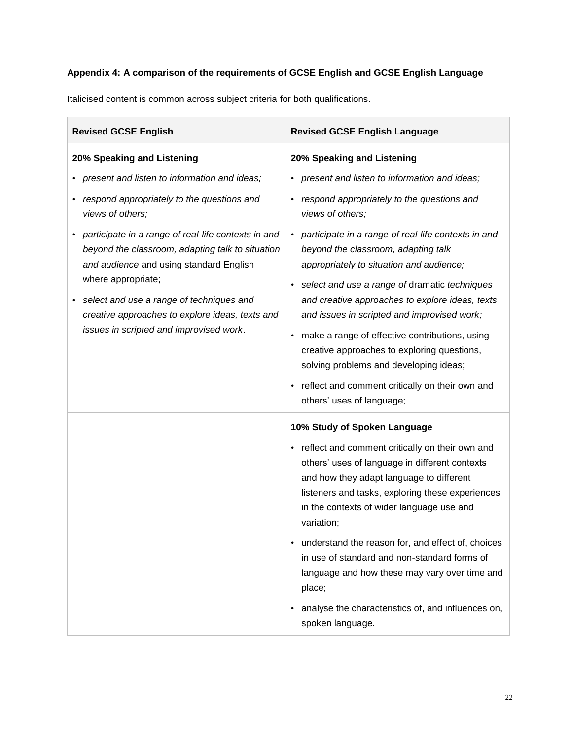**Appendix 4: A comparison of the requirements of GCSE English and GCSE English Language**

Italicised content is common across subject criteria for both qualifications.

| Revised GCSE English | Revised GCSE English Language |
| --- | --- |
| **20% Speaking and Listening**<br>• *present and listen to information and ideas;*<br>• *respond appropriately to the questions and views of others;*<br>• *participate in a range of real-life contexts in and beyond the classroom, adapting talk to situation and audience* and using standard English where appropriate;<br>• *select and use a range of techniques and creative approaches to explore ideas, texts and issues in scripted and improvised work*. | **20% Speaking and Listening**<br>• *present and listen to information and ideas;*<br>• *respond appropriately to the questions and views of others;*<br>• *participate in a range of real-life contexts in and beyond the classroom, adapting talk appropriately to situation and audience;*<br>• *select and use a range of* dramatic *techniques and creative approaches to explore ideas, texts and issues in scripted and improvised work;*<br>• make a range of effective contributions, using creative approaches to exploring questions, solving problems and developing ideas;<br>• reflect and comment critically on their own and others' uses of language; |
| | **10% Study of Spoken Language**<br>• reflect and comment critically on their own and others' uses of language in different contexts and how they adapt language to different listeners and tasks, exploring these experiences in the contexts of wider language use and variation;<br>• understand the reason for, and effect of, choices in use of standard and non-standard forms of language and how these may vary over time and place;<br>• analyse the characteristics of, and influences on, spoken language. |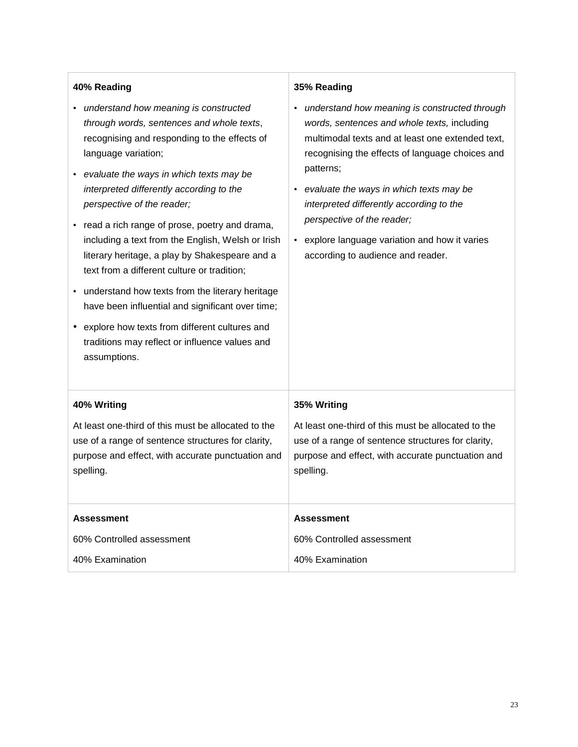| **40% Reading** | **35% Reading** |
|---|---|
| • *understand how meaning is constructed through words, sentences and whole texts*, recognising and responding to the effects of language variation;<br>• *evaluate the ways in which texts may be interpreted differently according to the perspective of the reader;*<br>• read a rich range of prose, poetry and drama, including a text from the English, Welsh or Irish literary heritage, a play by Shakespeare and a text from a different culture or tradition;<br>• understand how texts from the literary heritage have been influential and significant over time;<br>• explore how texts from different cultures and traditions may reflect or influence values and assumptions. | • *understand how meaning is constructed through words, sentences and whole texts,* including multimodal texts and at least one extended text, recognising the effects of language choices and patterns;<br>• *evaluate the ways in which texts may be interpreted differently according to the perspective of the reader;*<br>• explore language variation and how it varies according to audience and reader. |
| **40% Writing**<br>At least one-third of this must be allocated to the use of a range of sentence structures for clarity, purpose and effect, with accurate punctuation and spelling. | **35% Writing**<br>At least one-third of this must be allocated to the use of a range of sentence structures for clarity, purpose and effect, with accurate punctuation and spelling. |
| **Assessment**<br>60% Controlled assessment<br>40% Examination | **Assessment**<br>60% Controlled assessment<br>40% Examination |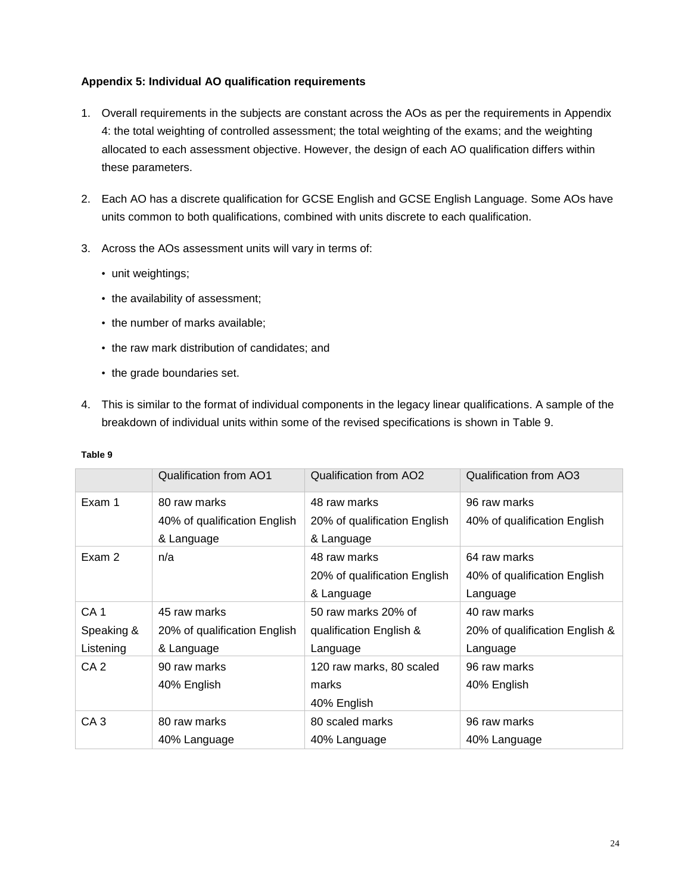**Appendix 5: Individual AO qualification requirements**

1. Overall requirements in the subjects are constant across the AOs as per the requirements in Appendix 4: the total weighting of controlled assessment; the total weighting of the exams; and the weighting allocated to each assessment objective. However, the design of each AO qualification differs within these parameters.

2. Each AO has a discrete qualification for GCSE English and GCSE English Language. Some AOs have units common to both qualifications, combined with units discrete to each qualification.

3. Across the AOs assessment units will vary in terms of:

   - unit weightings;
   - the availability of assessment;
   - the number of marks available;
   - the raw mark distribution of candidates; and
   - the grade boundaries set.

4. This is similar to the format of individual components in the legacy linear qualifications. A sample of the breakdown of individual units within some of the revised specifications is shown in Table 9.

**Table 9**

| | Qualification from AO1 | Qualification from AO2 | Qualification from AO3 |
|---|---|---|---|
| Exam 1 | 80 raw marks<br>40% of qualification English & Language | 48 raw marks<br>20% of qualification English & Language | 96 raw marks<br>40% of qualification English |
| Exam 2 | n/a | 48 raw marks<br>20% of qualification English & Language | 64 raw marks<br>40% of qualification English Language |
| CA 1 Speaking & Listening | 45 raw marks<br>20% of qualification English & Language | 50 raw marks 20% of qualification English & Language | 40 raw marks<br>20% of qualification English & Language |
| CA 2 | 90 raw marks<br>40% English | 120 raw marks, 80 scaled marks<br>40% English | 96 raw marks<br>40% English |
| CA 3 | 80 raw marks<br>40% Language | 80 scaled marks<br>40% Language | 96 raw marks<br>40% Language |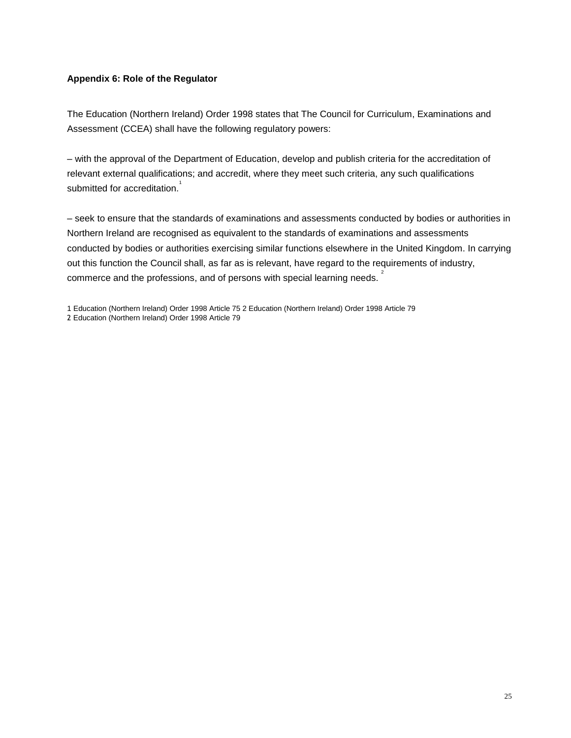### Appendix 6: Role of the Regulator

The Education (Northern Ireland) Order 1998 states that The Council for Curriculum, Examinations and Assessment (CCEA) shall have the following regulatory powers:

– with the approval of the Department of Education, develop and publish criteria for the accreditation of relevant external qualifications; and accredit, where they meet such criteria, any such qualifications submitted for accreditation.[1]

– seek to ensure that the standards of examinations and assessments conducted by bodies or authorities in Northern Ireland are recognised as equivalent to the standards of examinations and assessments conducted by bodies or authorities exercising similar functions elsewhere in the United Kingdom. In carrying out this function the Council shall, as far as is relevant, have regard to the requirements of industry, commerce and the professions, and of persons with special learning needs.[2]

1 Education (Northern Ireland) Order 1998 Article 75 2 Education (Northern Ireland) Order 1998 Article 79

2 Education (Northern Ireland) Order 1998 Article 79